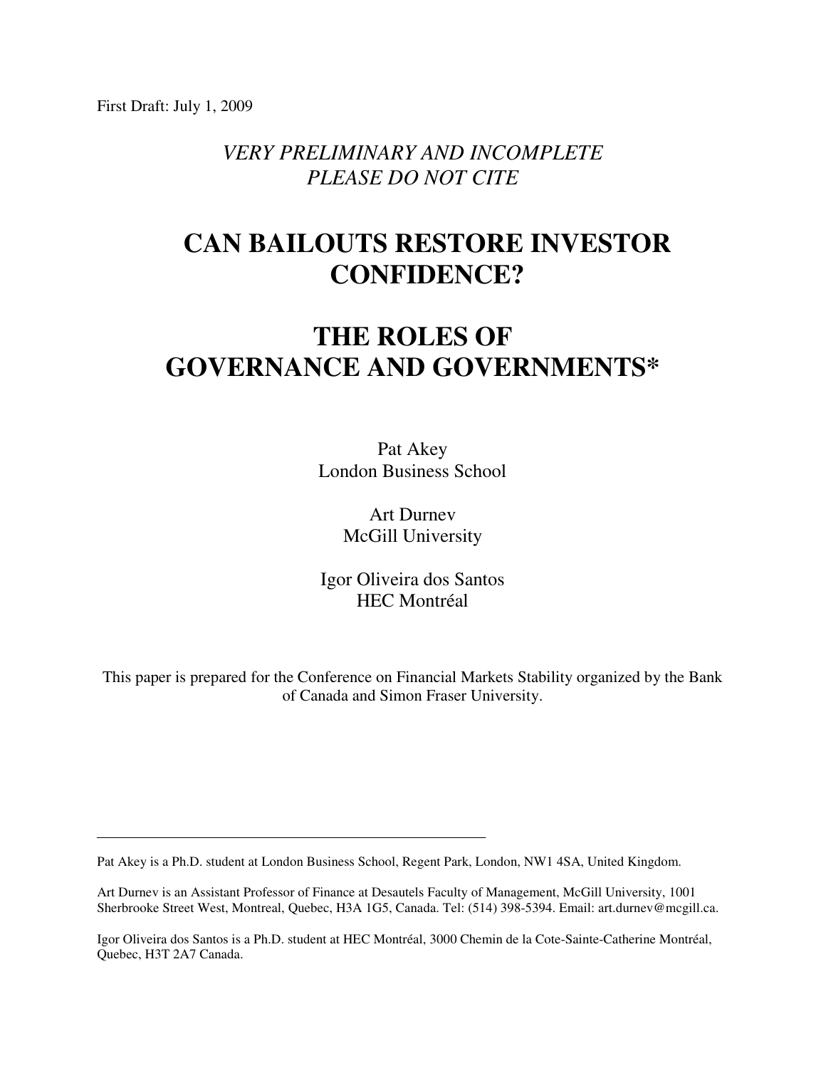First Draft: July 1, 2009

*VERY PRELIMINARY AND INCOMPLETE*
*PLEASE DO NOT CITE*

# CAN BAILOUTS RESTORE INVESTOR CONFIDENCE?

# THE ROLES OF GOVERNANCE AND GOVERNMENTS*

Pat Akey
London Business School

Art Durnev
McGill University

Igor Oliveira dos Santos
HEC Montréal

This paper is prepared for the Conference on Financial Markets Stability organized by the Bank of Canada and Simon Fraser University.

---

Pat Akey is a Ph.D. student at London Business School, Regent Park, London, NW1 4SA, United Kingdom.

Art Durnev is an Assistant Professor of Finance at Desautels Faculty of Management, McGill University, 1001 Sherbrooke Street West, Montreal, Quebec, H3A 1G5, Canada. Tel: (514) 398-5394. Email: art.durnev@mcgill.ca.

Igor Oliveira dos Santos is a Ph.D. student at HEC Montréal, 3000 Chemin de la Cote-Sainte-Catherine Montréal, Quebec, H3T 2A7 Canada.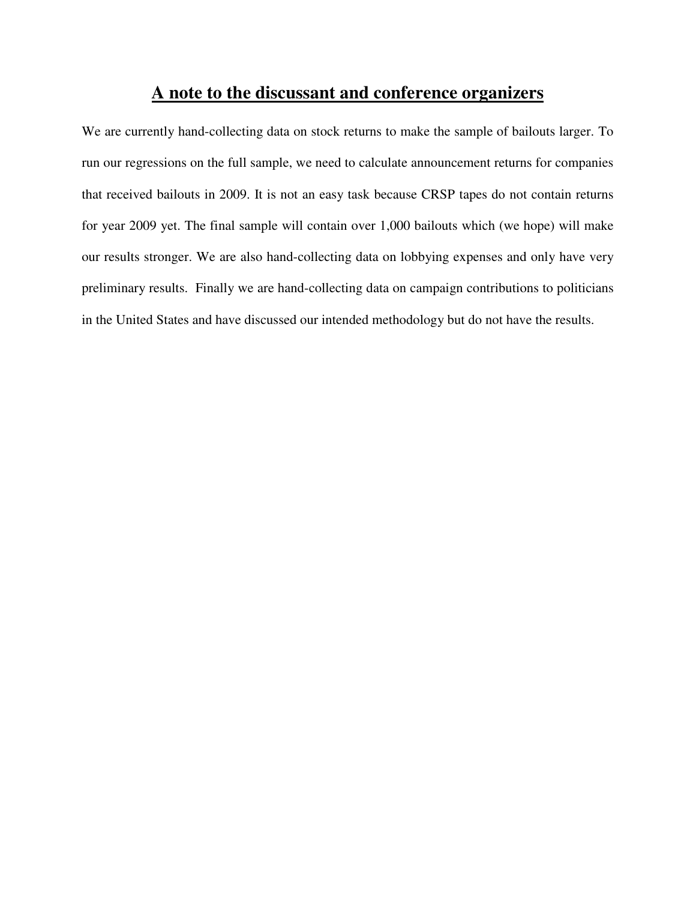# A note to the discussant and conference organizers

We are currently hand-collecting data on stock returns to make the sample of bailouts larger. To run our regressions on the full sample, we need to calculate announcement returns for companies that received bailouts in 2009. It is not an easy task because CRSP tapes do not contain returns for year 2009 yet. The final sample will contain over 1,000 bailouts which (we hope) will make our results stronger. We are also hand-collecting data on lobbying expenses and only have very preliminary results. Finally we are hand-collecting data on campaign contributions to politicians in the United States and have discussed our intended methodology but do not have the results.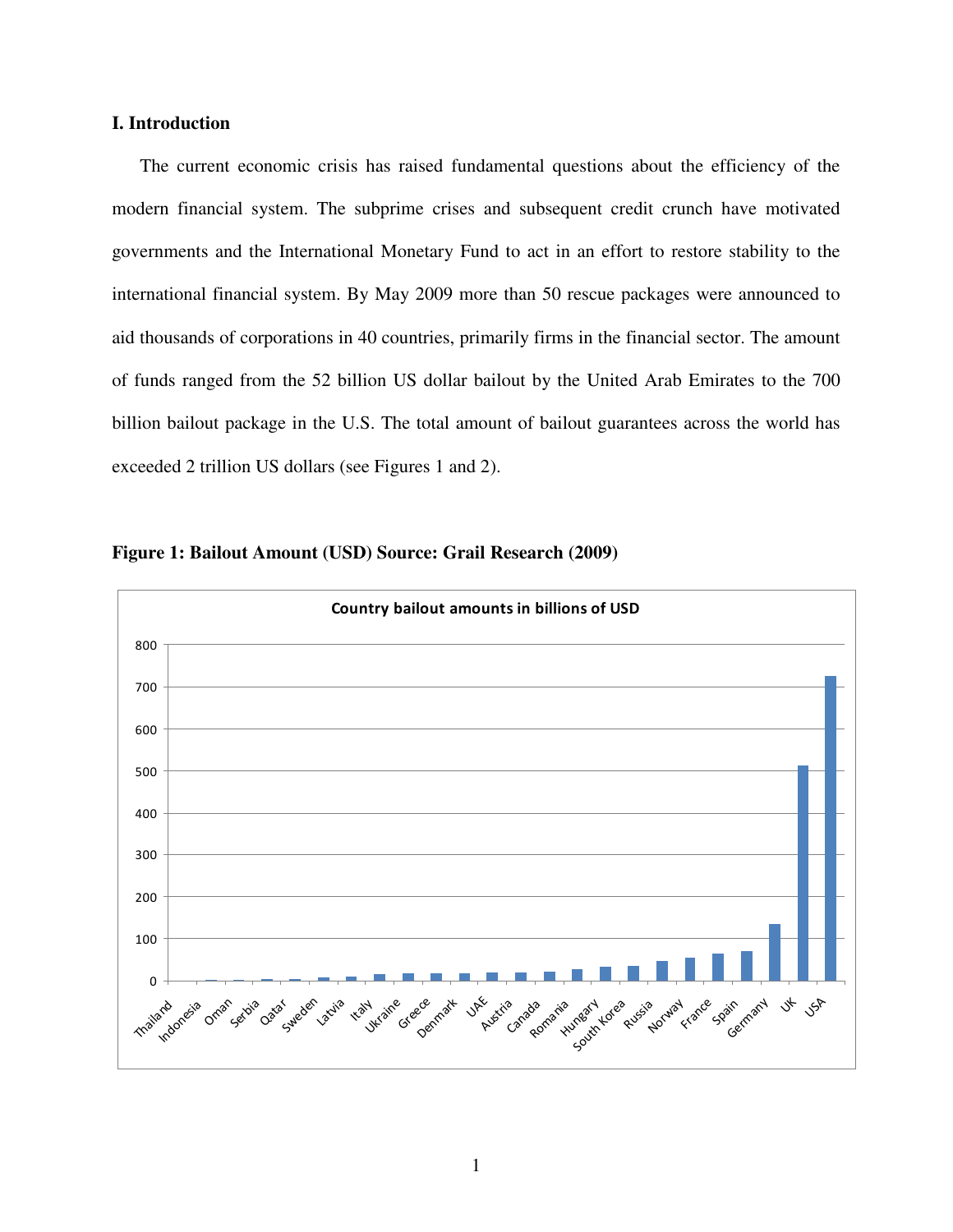## I. Introduction

The current economic crisis has raised fundamental questions about the efficiency of the modern financial system. The subprime crises and subsequent credit crunch have motivated governments and the International Monetary Fund to act in an effort to restore stability to the international financial system. By May 2009 more than 50 rescue packages were announced to aid thousands of corporations in 40 countries, primarily firms in the financial sector. The amount of funds ranged from the 52 billion US dollar bailout by the United Arab Emirates to the 700 billion bailout package in the U.S. The total amount of bailout guarantees across the world has exceeded 2 trillion US dollars (see Figures 1 and 2).

**Figure 1: Bailout Amount (USD) Source: Grail Research (2009)**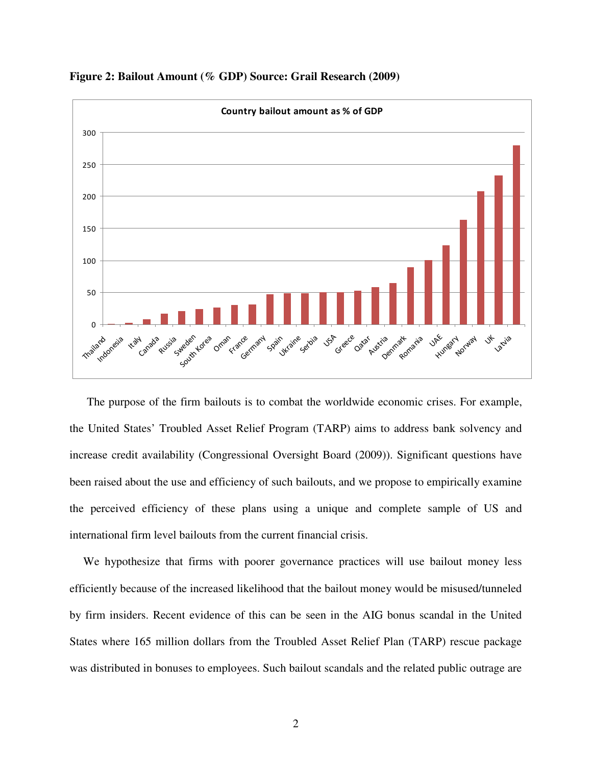**Figure 2: Bailout Amount (% GDP) Source: Grail Research (2009)**

The purpose of the firm bailouts is to combat the worldwide economic crises. For example, the United States' Troubled Asset Relief Program (TARP) aims to address bank solvency and increase credit availability (Congressional Oversight Board (2009)). Significant questions have been raised about the use and efficiency of such bailouts, and we propose to empirically examine the perceived efficiency of these plans using a unique and complete sample of US and international firm level bailouts from the current financial crisis.

We hypothesize that firms with poorer governance practices will use bailout money less efficiently because of the increased likelihood that the bailout money would be misused/tunneled by firm insiders. Recent evidence of this can be seen in the AIG bonus scandal in the United States where 165 million dollars from the Troubled Asset Relief Plan (TARP) rescue package was distributed in bonuses to employees. Such bailout scandals and the related public outrage are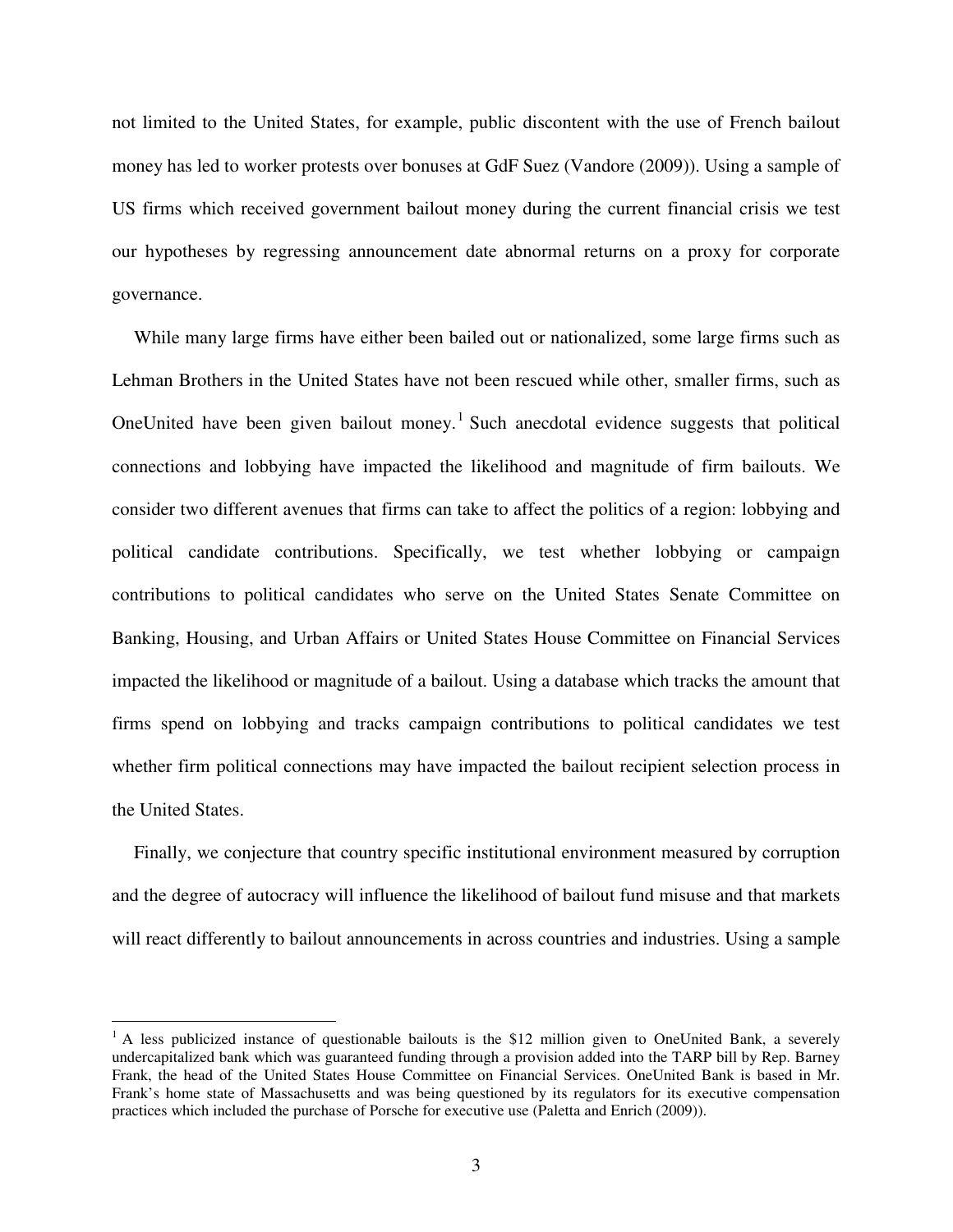not limited to the United States, for example, public discontent with the use of French bailout money has led to worker protests over bonuses at GdF Suez (Vandore (2009)). Using a sample of US firms which received government bailout money during the current financial crisis we test our hypotheses by regressing announcement date abnormal returns on a proxy for corporate governance.

While many large firms have either been bailed out or nationalized, some large firms such as Lehman Brothers in the United States have not been rescued while other, smaller firms, such as OneUnited have been given bailout money.[1] Such anecdotal evidence suggests that political connections and lobbying have impacted the likelihood and magnitude of firm bailouts. We consider two different avenues that firms can take to affect the politics of a region: lobbying and political candidate contributions. Specifically, we test whether lobbying or campaign contributions to political candidates who serve on the United States Senate Committee on Banking, Housing, and Urban Affairs or United States House Committee on Financial Services impacted the likelihood or magnitude of a bailout. Using a database which tracks the amount that firms spend on lobbying and tracks campaign contributions to political candidates we test whether firm political connections may have impacted the bailout recipient selection process in the United States.

Finally, we conjecture that country specific institutional environment measured by corruption and the degree of autocracy will influence the likelihood of bailout fund misuse and that markets will react differently to bailout announcements in across countries and industries. Using a sample

---

[1] A less publicized instance of questionable bailouts is the $12 million given to OneUnited Bank, a severely undercapitalized bank which was guaranteed funding through a provision added into the TARP bill by Rep. Barney Frank, the head of the United States House Committee on Financial Services. OneUnited Bank is based in Mr. Frank's home state of Massachusetts and was being questioned by its regulators for its executive compensation practices which included the purchase of Porsche for executive use (Paletta and Enrich (2009)).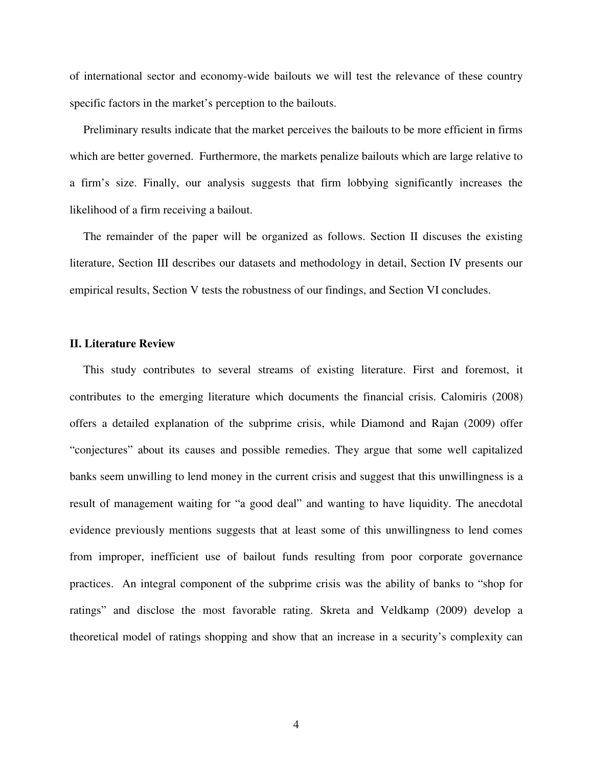of international sector and economy-wide bailouts we will test the relevance of these country specific factors in the market's perception to the bailouts.

Preliminary results indicate that the market perceives the bailouts to be more efficient in firms which are better governed. Furthermore, the markets penalize bailouts which are large relative to a firm's size. Finally, our analysis suggests that firm lobbying significantly increases the likelihood of a firm receiving a bailout.

The remainder of the paper will be organized as follows. Section II discuses the existing literature, Section III describes our datasets and methodology in detail, Section IV presents our empirical results, Section V tests the robustness of our findings, and Section VI concludes.

## II. Literature Review

This study contributes to several streams of existing literature. First and foremost, it contributes to the emerging literature which documents the financial crisis. Calomiris (2008) offers a detailed explanation of the subprime crisis, while Diamond and Rajan (2009) offer "conjectures" about its causes and possible remedies. They argue that some well capitalized banks seem unwilling to lend money in the current crisis and suggest that this unwillingness is a result of management waiting for "a good deal" and wanting to have liquidity. The anecdotal evidence previously mentions suggests that at least some of this unwillingness to lend comes from improper, inefficient use of bailout funds resulting from poor corporate governance practices. An integral component of the subprime crisis was the ability of banks to "shop for ratings" and disclose the most favorable rating. Skreta and Veldkamp (2009) develop a theoretical model of ratings shopping and show that an increase in a security's complexity can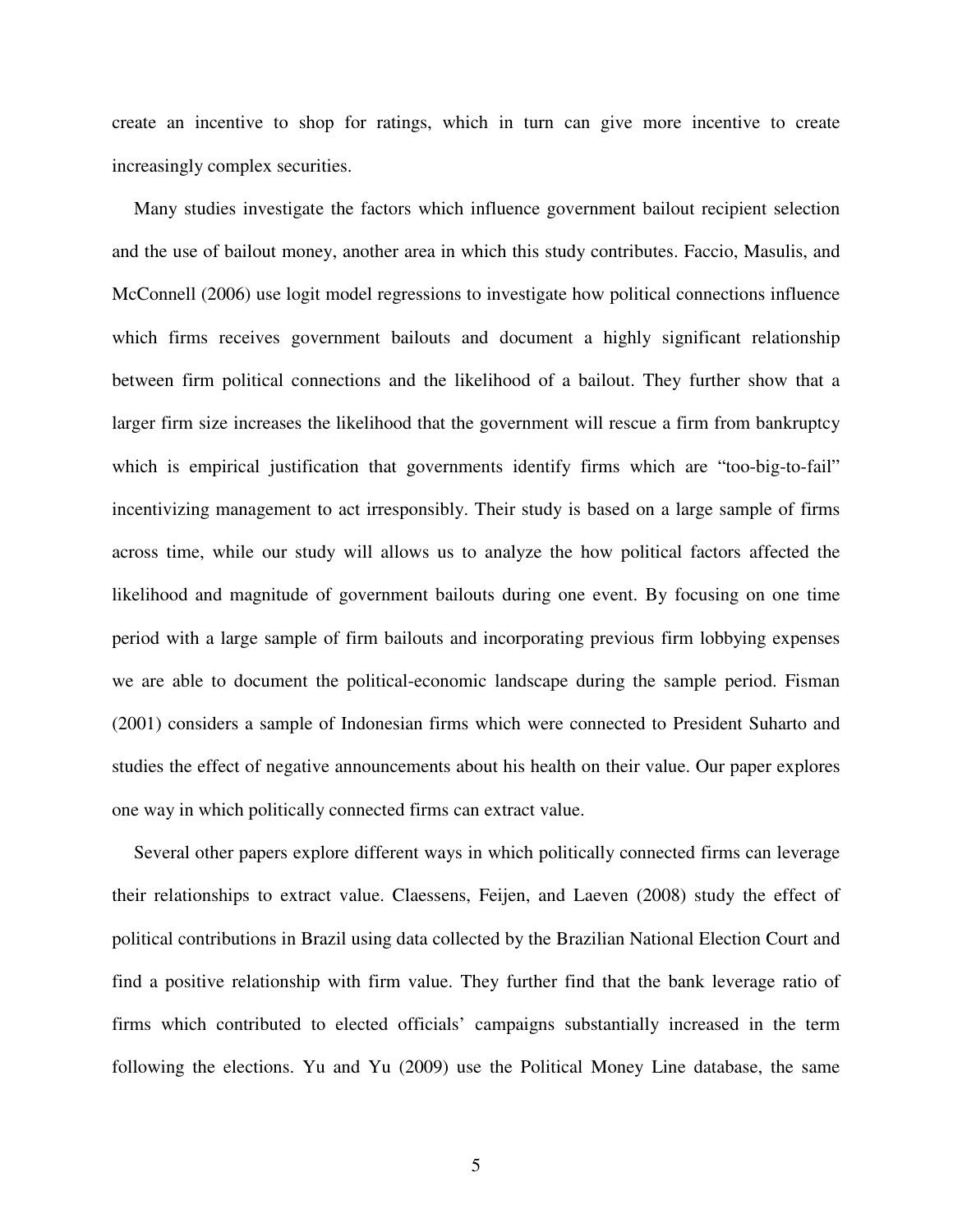create an incentive to shop for ratings, which in turn can give more incentive to create increasingly complex securities.

Many studies investigate the factors which influence government bailout recipient selection and the use of bailout money, another area in which this study contributes. Faccio, Masulis, and McConnell (2006) use logit model regressions to investigate how political connections influence which firms receives government bailouts and document a highly significant relationship between firm political connections and the likelihood of a bailout. They further show that a larger firm size increases the likelihood that the government will rescue a firm from bankruptcy which is empirical justification that governments identify firms which are "too-big-to-fail" incentivizing management to act irresponsibly. Their study is based on a large sample of firms across time, while our study will allows us to analyze the how political factors affected the likelihood and magnitude of government bailouts during one event. By focusing on one time period with a large sample of firm bailouts and incorporating previous firm lobbying expenses we are able to document the political-economic landscape during the sample period. Fisman (2001) considers a sample of Indonesian firms which were connected to President Suharto and studies the effect of negative announcements about his health on their value. Our paper explores one way in which politically connected firms can extract value.

Several other papers explore different ways in which politically connected firms can leverage their relationships to extract value. Claessens, Feijen, and Laeven (2008) study the effect of political contributions in Brazil using data collected by the Brazilian National Election Court and find a positive relationship with firm value. They further find that the bank leverage ratio of firms which contributed to elected officials' campaigns substantially increased in the term following the elections. Yu and Yu (2009) use the Political Money Line database, the same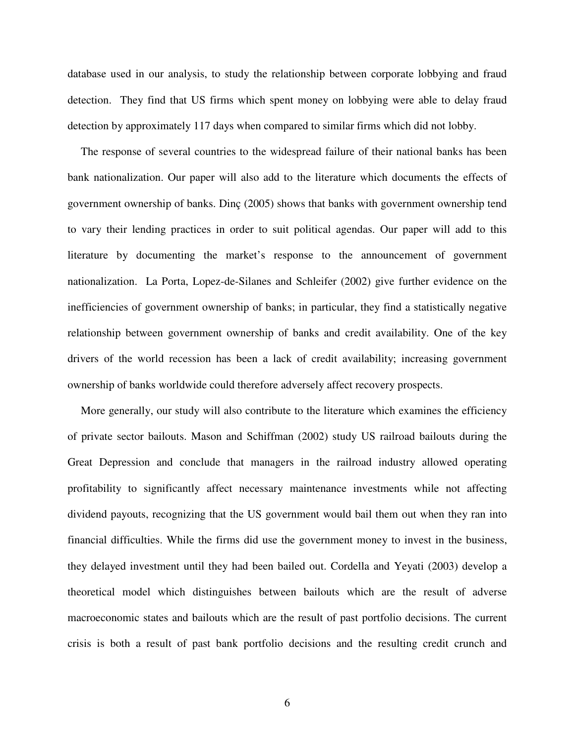database used in our analysis, to study the relationship between corporate lobbying and fraud detection. They find that US firms which spent money on lobbying were able to delay fraud detection by approximately 117 days when compared to similar firms which did not lobby.

The response of several countries to the widespread failure of their national banks has been bank nationalization. Our paper will also add to the literature which documents the effects of government ownership of banks. Dinç (2005) shows that banks with government ownership tend to vary their lending practices in order to suit political agendas. Our paper will add to this literature by documenting the market's response to the announcement of government nationalization. La Porta, Lopez-de-Silanes and Schleifer (2002) give further evidence on the inefficiencies of government ownership of banks; in particular, they find a statistically negative relationship between government ownership of banks and credit availability. One of the key drivers of the world recession has been a lack of credit availability; increasing government ownership of banks worldwide could therefore adversely affect recovery prospects.

More generally, our study will also contribute to the literature which examines the efficiency of private sector bailouts. Mason and Schiffman (2002) study US railroad bailouts during the Great Depression and conclude that managers in the railroad industry allowed operating profitability to significantly affect necessary maintenance investments while not affecting dividend payouts, recognizing that the US government would bail them out when they ran into financial difficulties. While the firms did use the government money to invest in the business, they delayed investment until they had been bailed out. Cordella and Yeyati (2003) develop a theoretical model which distinguishes between bailouts which are the result of adverse macroeconomic states and bailouts which are the result of past portfolio decisions. The current crisis is both a result of past bank portfolio decisions and the resulting credit crunch and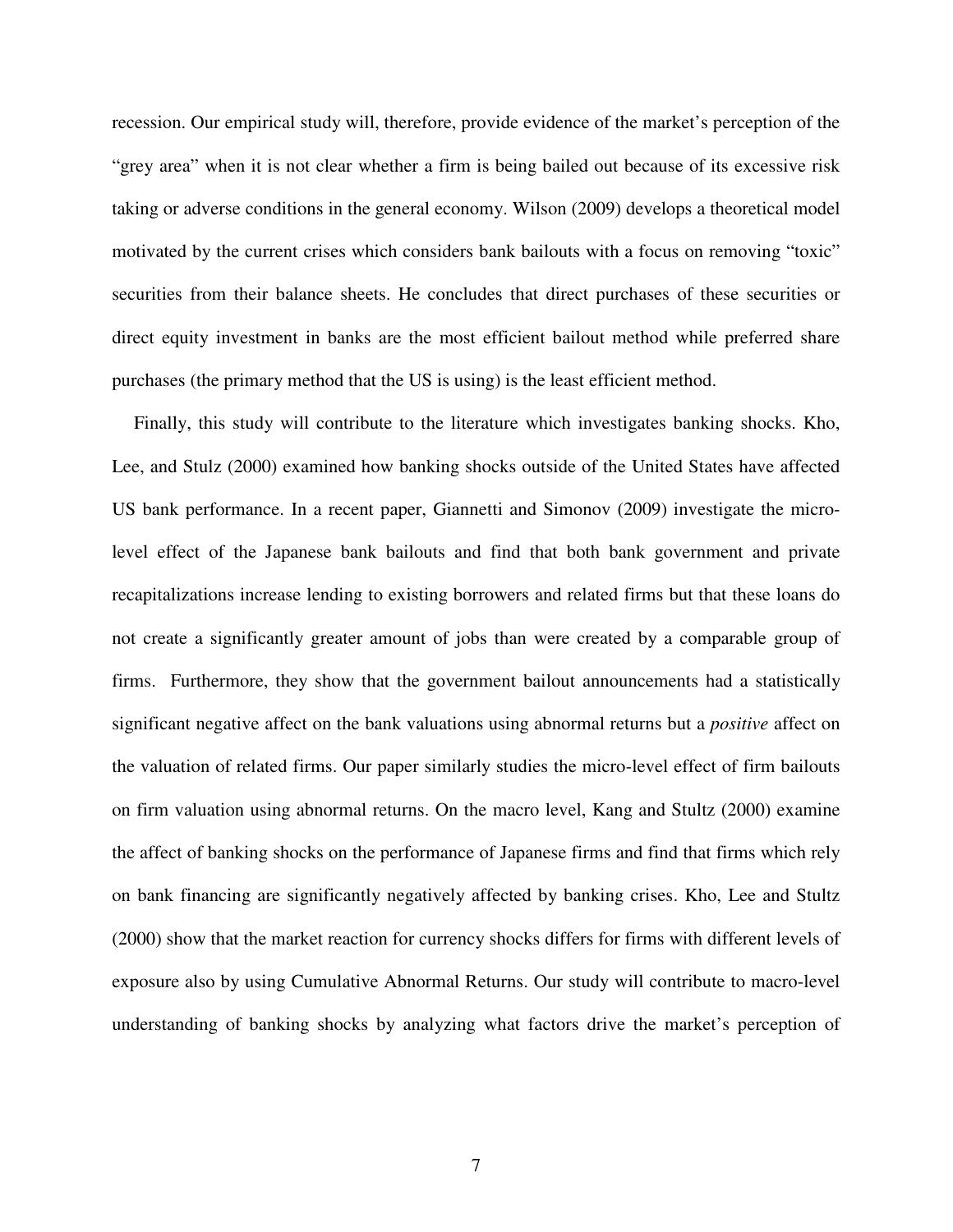recession. Our empirical study will, therefore, provide evidence of the market's perception of the "grey area" when it is not clear whether a firm is being bailed out because of its excessive risk taking or adverse conditions in the general economy. Wilson (2009) develops a theoretical model motivated by the current crises which considers bank bailouts with a focus on removing "toxic" securities from their balance sheets. He concludes that direct purchases of these securities or direct equity investment in banks are the most efficient bailout method while preferred share purchases (the primary method that the US is using) is the least efficient method.

Finally, this study will contribute to the literature which investigates banking shocks. Kho, Lee, and Stulz (2000) examined how banking shocks outside of the United States have affected US bank performance. In a recent paper, Giannetti and Simonov (2009) investigate the micro-level effect of the Japanese bank bailouts and find that both bank government and private recapitalizations increase lending to existing borrowers and related firms but that these loans do not create a significantly greater amount of jobs than were created by a comparable group of firms. Furthermore, they show that the government bailout announcements had a statistically significant negative affect on the bank valuations using abnormal returns but a *positive* affect on the valuation of related firms. Our paper similarly studies the micro-level effect of firm bailouts on firm valuation using abnormal returns. On the macro level, Kang and Stultz (2000) examine the affect of banking shocks on the performance of Japanese firms and find that firms which rely on bank financing are significantly negatively affected by banking crises. Kho, Lee and Stultz (2000) show that the market reaction for currency shocks differs for firms with different levels of exposure also by using Cumulative Abnormal Returns. Our study will contribute to macro-level understanding of banking shocks by analyzing what factors drive the market's perception of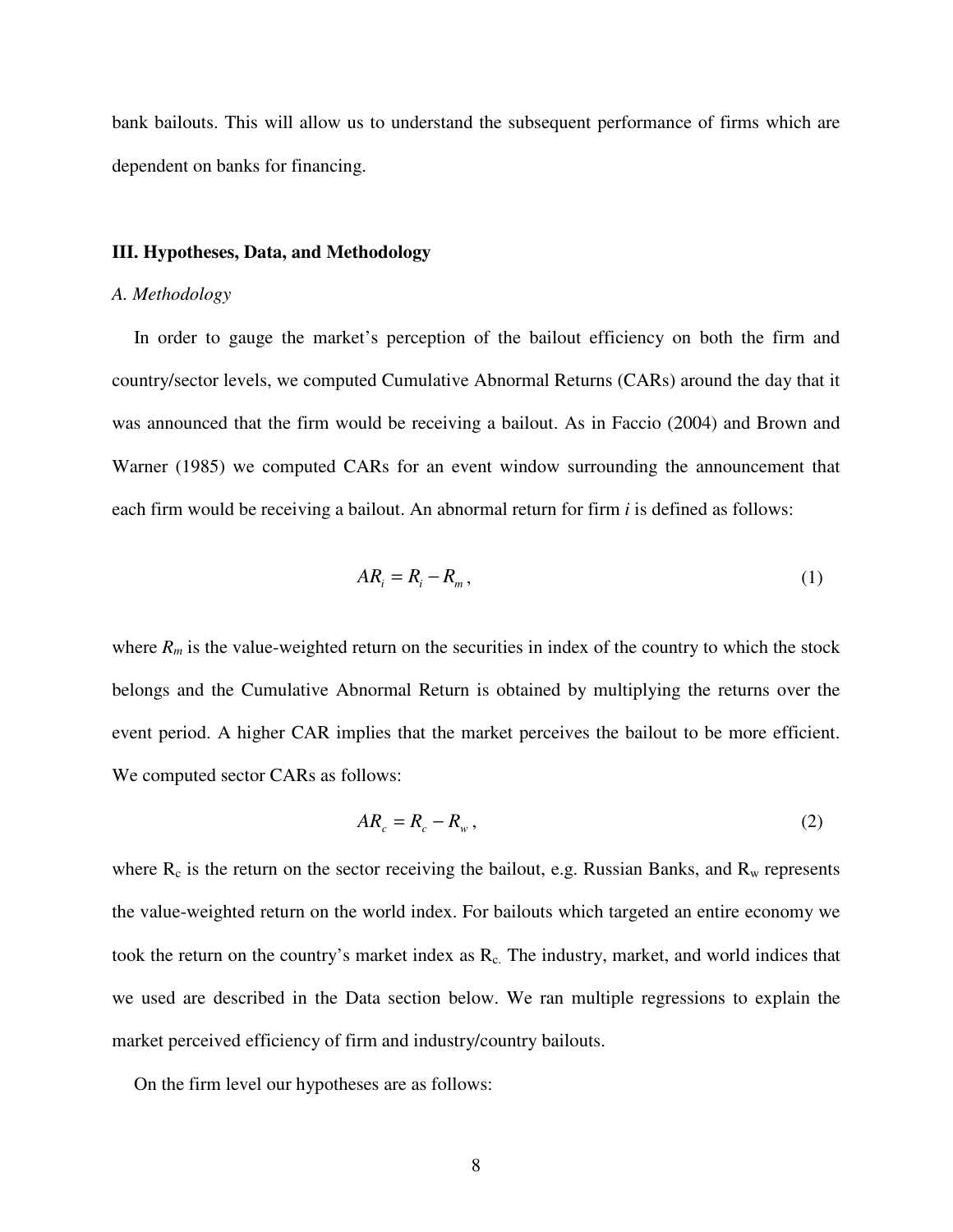bank bailouts. This will allow us to understand the subsequent performance of firms which are dependent on banks for financing.

### III. Hypotheses, Data, and Methodology

*A. Methodology*

In order to gauge the market's perception of the bailout efficiency on both the firm and country/sector levels, we computed Cumulative Abnormal Returns (CARs) around the day that it was announced that the firm would be receiving a bailout. As in Faccio (2004) and Brown and Warner (1985) we computed CARs for an event window surrounding the announcement that each firm would be receiving a bailout. An abnormal return for firm *i* is defined as follows:

$$AR_i = R_i - R_m , \tag{1}$$

where $R_m$ is the value-weighted return on the securities in index of the country to which the stock belongs and the Cumulative Abnormal Return is obtained by multiplying the returns over the event period. A higher CAR implies that the market perceives the bailout to be more efficient. We computed sector CARs as follows:

$$AR_c = R_c - R_w , \tag{2}$$

where $R_c$ is the return on the sector receiving the bailout, e.g. Russian Banks, and $R_w$ represents the value-weighted return on the world index. For bailouts which targeted an entire economy we took the return on the country's market index as $R_c$. The industry, market, and world indices that we used are described in the Data section below. We ran multiple regressions to explain the market perceived efficiency of firm and industry/country bailouts.

On the firm level our hypotheses are as follows: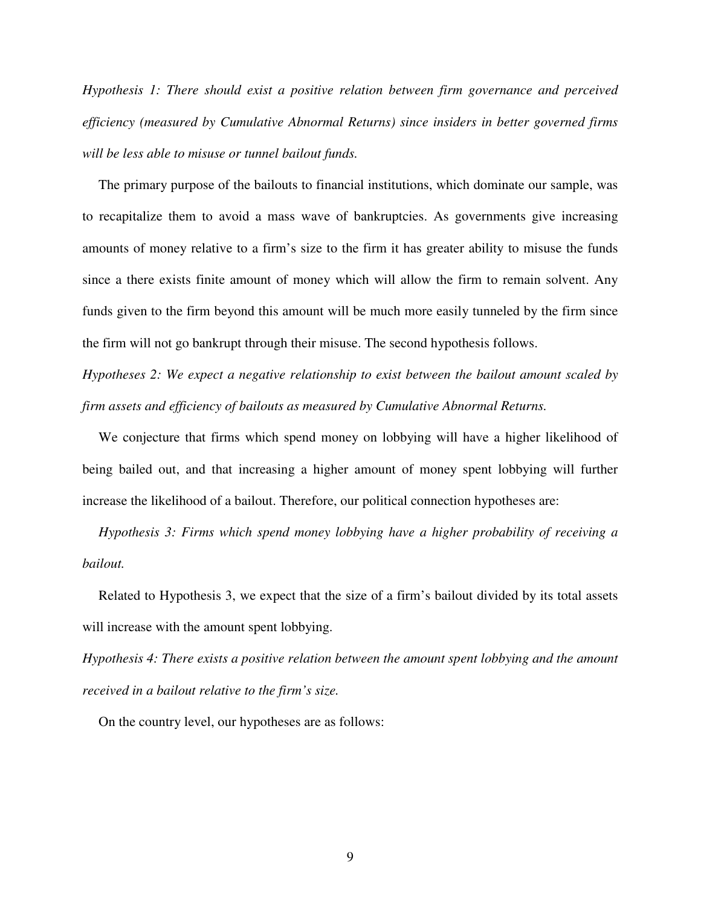*Hypothesis 1: There should exist a positive relation between firm governance and perceived efficiency (measured by Cumulative Abnormal Returns) since insiders in better governed firms will be less able to misuse or tunnel bailout funds.*

The primary purpose of the bailouts to financial institutions, which dominate our sample, was to recapitalize them to avoid a mass wave of bankruptcies. As governments give increasing amounts of money relative to a firm's size to the firm it has greater ability to misuse the funds since a there exists finite amount of money which will allow the firm to remain solvent. Any funds given to the firm beyond this amount will be much more easily tunneled by the firm since the firm will not go bankrupt through their misuse. The second hypothesis follows.

*Hypotheses 2: We expect a negative relationship to exist between the bailout amount scaled by firm assets and efficiency of bailouts as measured by Cumulative Abnormal Returns.*

We conjecture that firms which spend money on lobbying will have a higher likelihood of being bailed out, and that increasing a higher amount of money spent lobbying will further increase the likelihood of a bailout. Therefore, our political connection hypotheses are:

*Hypothesis 3: Firms which spend money lobbying have a higher probability of receiving a bailout.*

Related to Hypothesis 3, we expect that the size of a firm's bailout divided by its total assets will increase with the amount spent lobbying.

*Hypothesis 4: There exists a positive relation between the amount spent lobbying and the amount received in a bailout relative to the firm's size.*

On the country level, our hypotheses are as follows: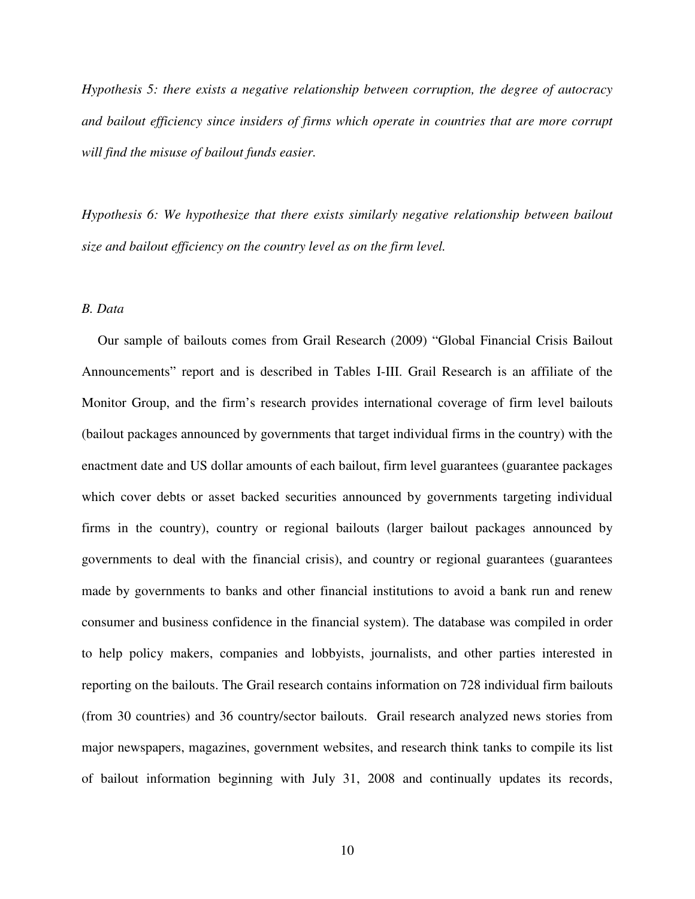*Hypothesis 5: there exists a negative relationship between corruption, the degree of autocracy and bailout efficiency since insiders of firms which operate in countries that are more corrupt will find the misuse of bailout funds easier.*

*Hypothesis 6: We hypothesize that there exists similarly negative relationship between bailout size and bailout efficiency on the country level as on the firm level.*

*B. Data*

Our sample of bailouts comes from Grail Research (2009) "Global Financial Crisis Bailout Announcements" report and is described in Tables I-III. Grail Research is an affiliate of the Monitor Group, and the firm's research provides international coverage of firm level bailouts (bailout packages announced by governments that target individual firms in the country) with the enactment date and US dollar amounts of each bailout, firm level guarantees (guarantee packages which cover debts or asset backed securities announced by governments targeting individual firms in the country), country or regional bailouts (larger bailout packages announced by governments to deal with the financial crisis), and country or regional guarantees (guarantees made by governments to banks and other financial institutions to avoid a bank run and renew consumer and business confidence in the financial system). The database was compiled in order to help policy makers, companies and lobbyists, journalists, and other parties interested in reporting on the bailouts. The Grail research contains information on 728 individual firm bailouts (from 30 countries) and 36 country/sector bailouts. Grail research analyzed news stories from major newspapers, magazines, government websites, and research think tanks to compile its list of bailout information beginning with July 31, 2008 and continually updates its records,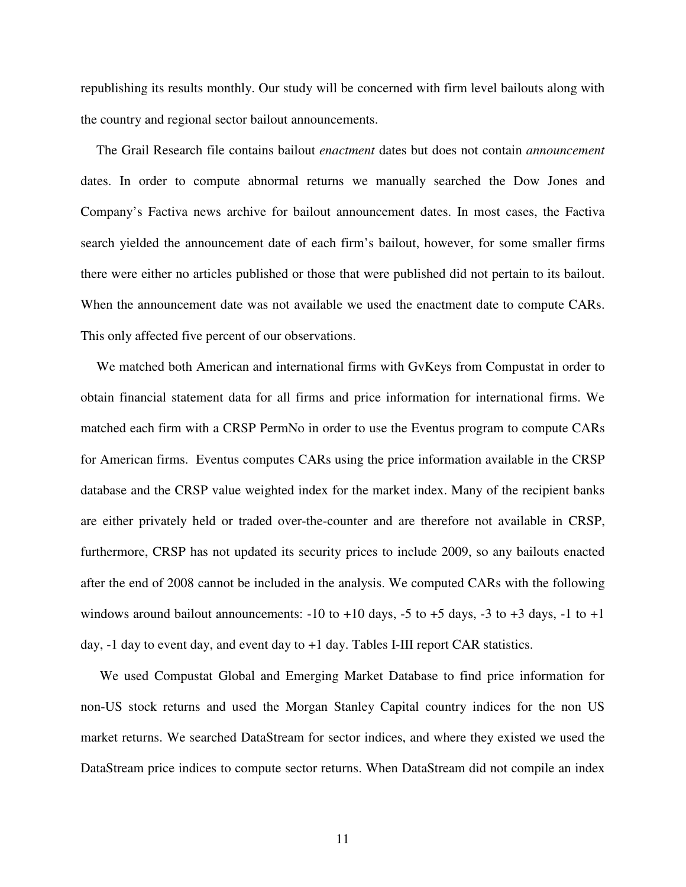republishing its results monthly. Our study will be concerned with firm level bailouts along with the country and regional sector bailout announcements.

The Grail Research file contains bailout *enactment* dates but does not contain *announcement* dates. In order to compute abnormal returns we manually searched the Dow Jones and Company's Factiva news archive for bailout announcement dates. In most cases, the Factiva search yielded the announcement date of each firm's bailout, however, for some smaller firms there were either no articles published or those that were published did not pertain to its bailout. When the announcement date was not available we used the enactment date to compute CARs. This only affected five percent of our observations.

We matched both American and international firms with GvKeys from Compustat in order to obtain financial statement data for all firms and price information for international firms. We matched each firm with a CRSP PermNo in order to use the Eventus program to compute CARs for American firms. Eventus computes CARs using the price information available in the CRSP database and the CRSP value weighted index for the market index. Many of the recipient banks are either privately held or traded over-the-counter and are therefore not available in CRSP, furthermore, CRSP has not updated its security prices to include 2009, so any bailouts enacted after the end of 2008 cannot be included in the analysis. We computed CARs with the following windows around bailout announcements: -10 to +10 days, -5 to +5 days, -3 to +3 days, -1 to +1 day, -1 day to event day, and event day to +1 day. Tables I-III report CAR statistics.

We used Compustat Global and Emerging Market Database to find price information for non-US stock returns and used the Morgan Stanley Capital country indices for the non US market returns. We searched DataStream for sector indices, and where they existed we used the DataStream price indices to compute sector returns. When DataStream did not compile an index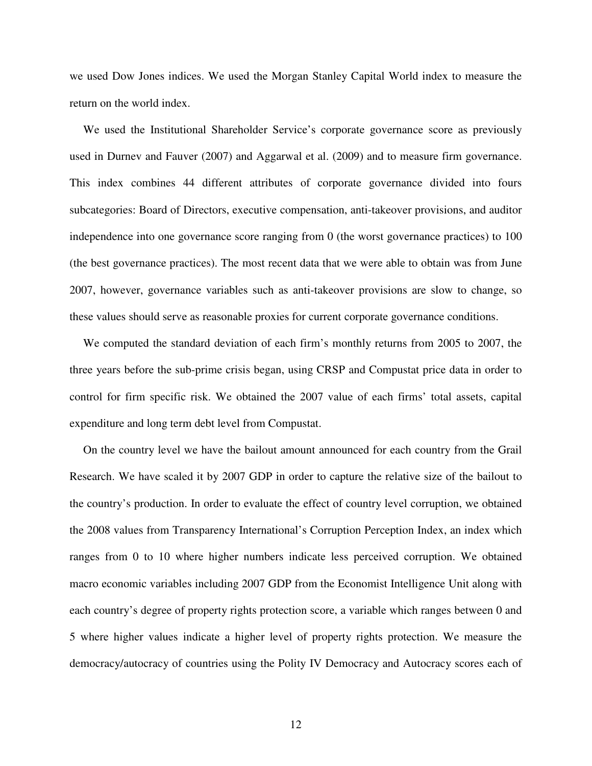we used Dow Jones indices. We used the Morgan Stanley Capital World index to measure the return on the world index.

We used the Institutional Shareholder Service's corporate governance score as previously used in Durnev and Fauver (2007) and Aggarwal et al. (2009) and to measure firm governance. This index combines 44 different attributes of corporate governance divided into fours subcategories: Board of Directors, executive compensation, anti-takeover provisions, and auditor independence into one governance score ranging from 0 (the worst governance practices) to 100 (the best governance practices). The most recent data that we were able to obtain was from June 2007, however, governance variables such as anti-takeover provisions are slow to change, so these values should serve as reasonable proxies for current corporate governance conditions.

We computed the standard deviation of each firm's monthly returns from 2005 to 2007, the three years before the sub-prime crisis began, using CRSP and Compustat price data in order to control for firm specific risk. We obtained the 2007 value of each firms' total assets, capital expenditure and long term debt level from Compustat.

On the country level we have the bailout amount announced for each country from the Grail Research. We have scaled it by 2007 GDP in order to capture the relative size of the bailout to the country's production. In order to evaluate the effect of country level corruption, we obtained the 2008 values from Transparency International's Corruption Perception Index, an index which ranges from 0 to 10 where higher numbers indicate less perceived corruption. We obtained macro economic variables including 2007 GDP from the Economist Intelligence Unit along with each country's degree of property rights protection score, a variable which ranges between 0 and 5 where higher values indicate a higher level of property rights protection. We measure the democracy/autocracy of countries using the Polity IV Democracy and Autocracy scores each of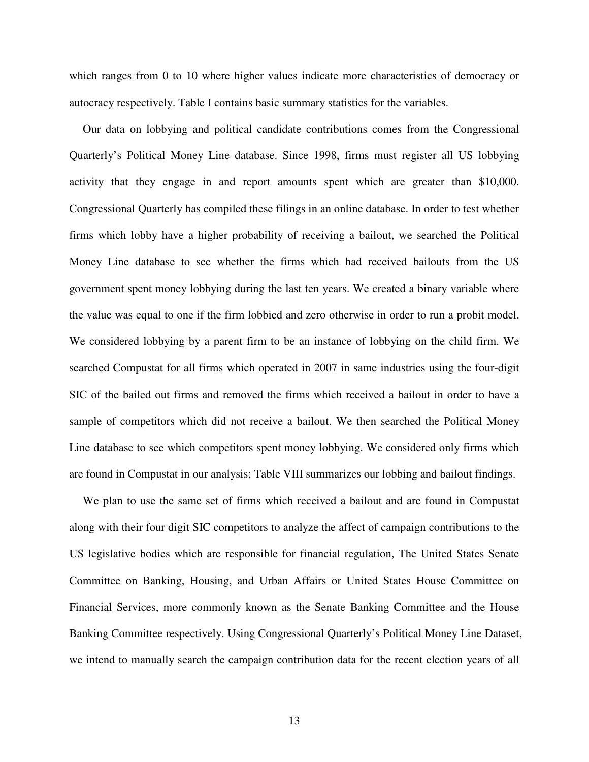which ranges from 0 to 10 where higher values indicate more characteristics of democracy or autocracy respectively. Table I contains basic summary statistics for the variables.

Our data on lobbying and political candidate contributions comes from the Congressional Quarterly's Political Money Line database. Since 1998, firms must register all US lobbying activity that they engage in and report amounts spent which are greater than $10,000. Congressional Quarterly has compiled these filings in an online database. In order to test whether firms which lobby have a higher probability of receiving a bailout, we searched the Political Money Line database to see whether the firms which had received bailouts from the US government spent money lobbying during the last ten years. We created a binary variable where the value was equal to one if the firm lobbied and zero otherwise in order to run a probit model. We considered lobbying by a parent firm to be an instance of lobbying on the child firm. We searched Compustat for all firms which operated in 2007 in same industries using the four-digit SIC of the bailed out firms and removed the firms which received a bailout in order to have a sample of competitors which did not receive a bailout. We then searched the Political Money Line database to see which competitors spent money lobbying. We considered only firms which are found in Compustat in our analysis; Table VIII summarizes our lobbing and bailout findings.

We plan to use the same set of firms which received a bailout and are found in Compustat along with their four digit SIC competitors to analyze the affect of campaign contributions to the US legislative bodies which are responsible for financial regulation, The United States Senate Committee on Banking, Housing, and Urban Affairs or United States House Committee on Financial Services, more commonly known as the Senate Banking Committee and the House Banking Committee respectively. Using Congressional Quarterly's Political Money Line Dataset, we intend to manually search the campaign contribution data for the recent election years of all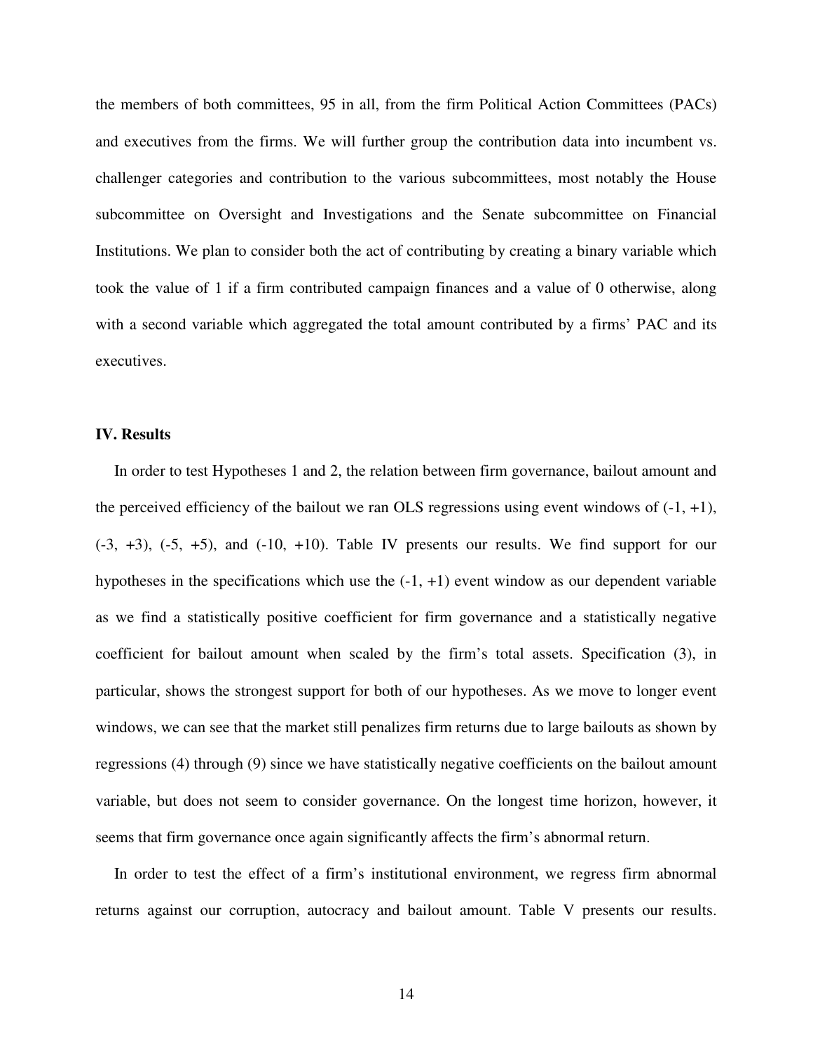the members of both committees, 95 in all, from the firm Political Action Committees (PACs) and executives from the firms. We will further group the contribution data into incumbent vs. challenger categories and contribution to the various subcommittees, most notably the House subcommittee on Oversight and Investigations and the Senate subcommittee on Financial Institutions. We plan to consider both the act of contributing by creating a binary variable which took the value of 1 if a firm contributed campaign finances and a value of 0 otherwise, along with a second variable which aggregated the total amount contributed by a firms' PAC and its executives.

## IV. Results

In order to test Hypotheses 1 and 2, the relation between firm governance, bailout amount and the perceived efficiency of the bailout we ran OLS regressions using event windows of (-1, +1), (-3, +3), (-5, +5), and (-10, +10). Table IV presents our results. We find support for our hypotheses in the specifications which use the (-1, +1) event window as our dependent variable as we find a statistically positive coefficient for firm governance and a statistically negative coefficient for bailout amount when scaled by the firm's total assets. Specification (3), in particular, shows the strongest support for both of our hypotheses. As we move to longer event windows, we can see that the market still penalizes firm returns due to large bailouts as shown by regressions (4) through (9) since we have statistically negative coefficients on the bailout amount variable, but does not seem to consider governance. On the longest time horizon, however, it seems that firm governance once again significantly affects the firm's abnormal return.

In order to test the effect of a firm's institutional environment, we regress firm abnormal returns against our corruption, autocracy and bailout amount. Table V presents our results.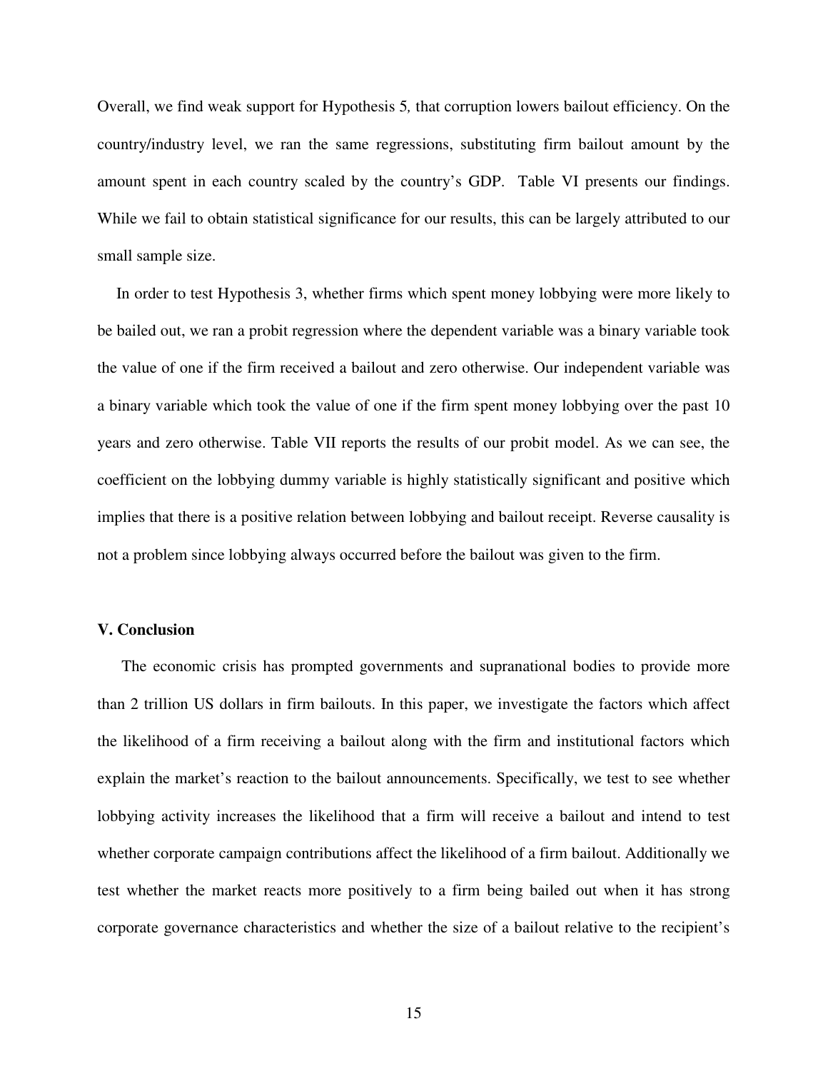Overall, we find weak support for Hypothesis 5*,* that corruption lowers bailout efficiency. On the country/industry level, we ran the same regressions, substituting firm bailout amount by the amount spent in each country scaled by the country's GDP. Table VI presents our findings. While we fail to obtain statistical significance for our results, this can be largely attributed to our small sample size.

In order to test Hypothesis 3, whether firms which spent money lobbying were more likely to be bailed out, we ran a probit regression where the dependent variable was a binary variable took the value of one if the firm received a bailout and zero otherwise. Our independent variable was a binary variable which took the value of one if the firm spent money lobbying over the past 10 years and zero otherwise. Table VII reports the results of our probit model. As we can see, the coefficient on the lobbying dummy variable is highly statistically significant and positive which implies that there is a positive relation between lobbying and bailout receipt. Reverse causality is not a problem since lobbying always occurred before the bailout was given to the firm.

### V. Conclusion

The economic crisis has prompted governments and supranational bodies to provide more than 2 trillion US dollars in firm bailouts. In this paper, we investigate the factors which affect the likelihood of a firm receiving a bailout along with the firm and institutional factors which explain the market's reaction to the bailout announcements. Specifically, we test to see whether lobbying activity increases the likelihood that a firm will receive a bailout and intend to test whether corporate campaign contributions affect the likelihood of a firm bailout. Additionally we test whether the market reacts more positively to a firm being bailed out when it has strong corporate governance characteristics and whether the size of a bailout relative to the recipient's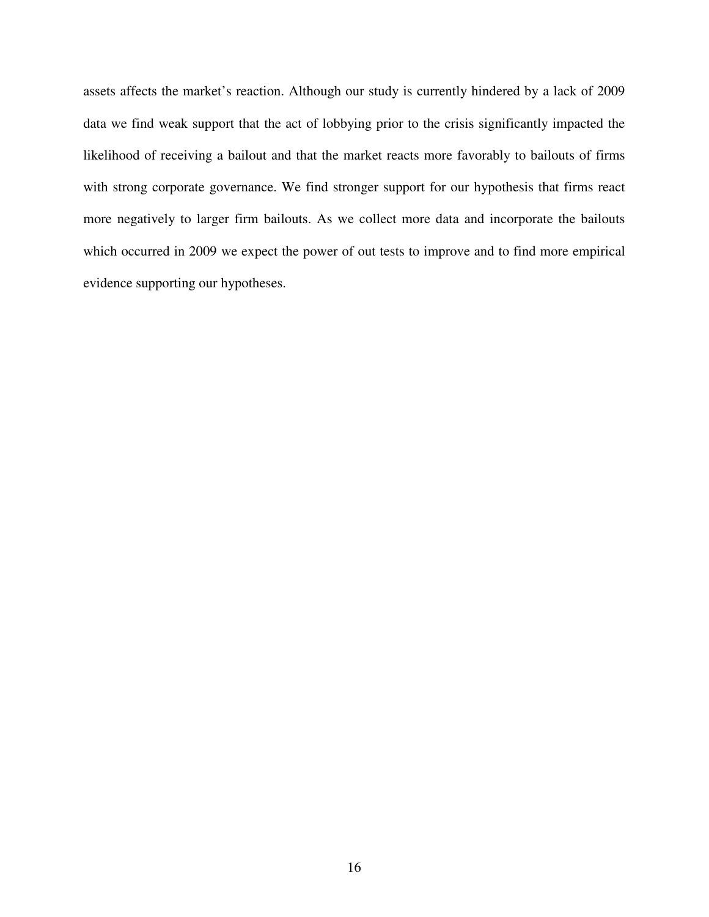assets affects the market's reaction. Although our study is currently hindered by a lack of 2009 data we find weak support that the act of lobbying prior to the crisis significantly impacted the likelihood of receiving a bailout and that the market reacts more favorably to bailouts of firms with strong corporate governance. We find stronger support for our hypothesis that firms react more negatively to larger firm bailouts. As we collect more data and incorporate the bailouts which occurred in 2009 we expect the power of out tests to improve and to find more empirical evidence supporting our hypotheses.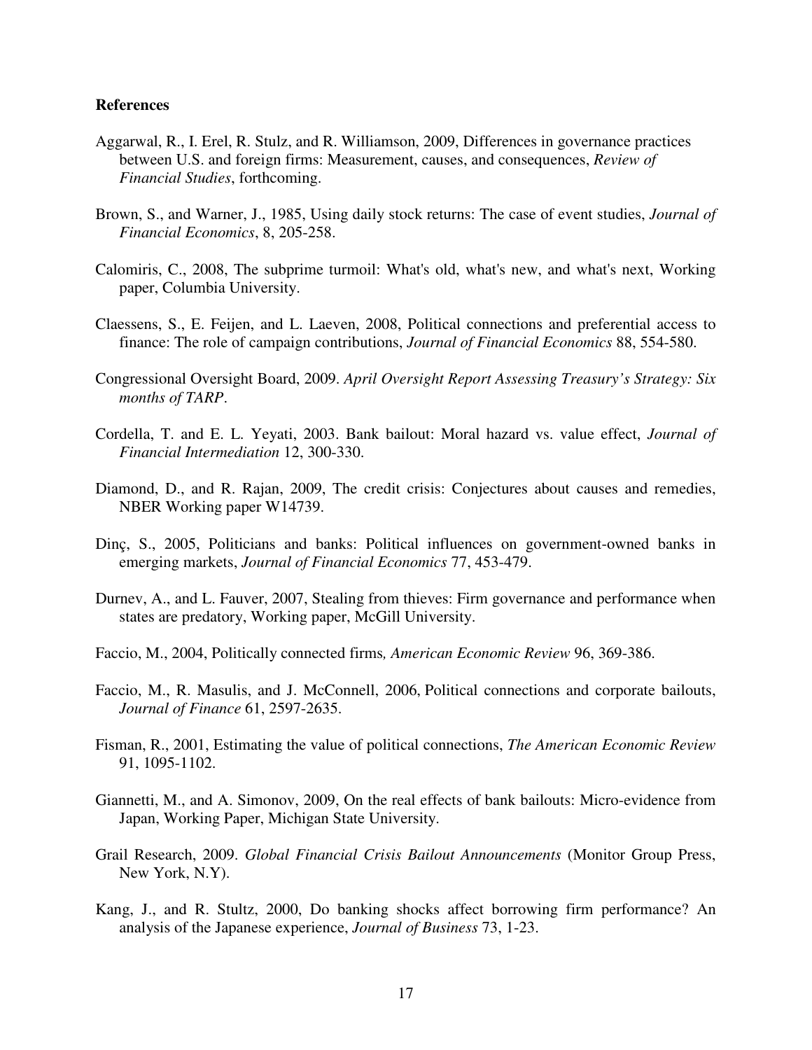**References**

Aggarwal, R., I. Erel, R. Stulz, and R. Williamson, 2009, Differences in governance practices between U.S. and foreign firms: Measurement, causes, and consequences, *Review of Financial Studies*, forthcoming.

Brown, S., and Warner, J., 1985, Using daily stock returns: The case of event studies, *Journal of Financial Economics*, 8, 205-258.

Calomiris, C., 2008, The subprime turmoil: What's old, what's new, and what's next, Working paper, Columbia University.

Claessens, S., E. Feijen, and L. Laeven, 2008, Political connections and preferential access to finance: The role of campaign contributions, *Journal of Financial Economics* 88, 554-580.

Congressional Oversight Board, 2009. *April Oversight Report Assessing Treasury's Strategy: Six months of TARP*.

Cordella, T. and E. L. Yeyati, 2003. Bank bailout: Moral hazard vs. value effect, *Journal of Financial Intermediation* 12, 300-330.

Diamond, D., and R. Rajan, 2009, The credit crisis: Conjectures about causes and remedies, NBER Working paper W14739.

Dinç, S., 2005, Politicians and banks: Political influences on government-owned banks in emerging markets, *Journal of Financial Economics* 77, 453-479.

Durnev, A., and L. Fauver, 2007, Stealing from thieves: Firm governance and performance when states are predatory, Working paper, McGill University.

Faccio, M., 2004, Politically connected firms*, American Economic Review* 96, 369-386.

Faccio, M., R. Masulis, and J. McConnell, 2006, Political connections and corporate bailouts, *Journal of Finance* 61, 2597-2635.

Fisman, R., 2001, Estimating the value of political connections, *The American Economic Review* 91, 1095-1102.

Giannetti, M., and A. Simonov, 2009, On the real effects of bank bailouts: Micro-evidence from Japan, Working Paper, Michigan State University.

Grail Research, 2009. *Global Financial Crisis Bailout Announcements* (Monitor Group Press, New York, N.Y).

Kang, J., and R. Stultz, 2000, Do banking shocks affect borrowing firm performance? An analysis of the Japanese experience, *Journal of Business* 73, 1-23.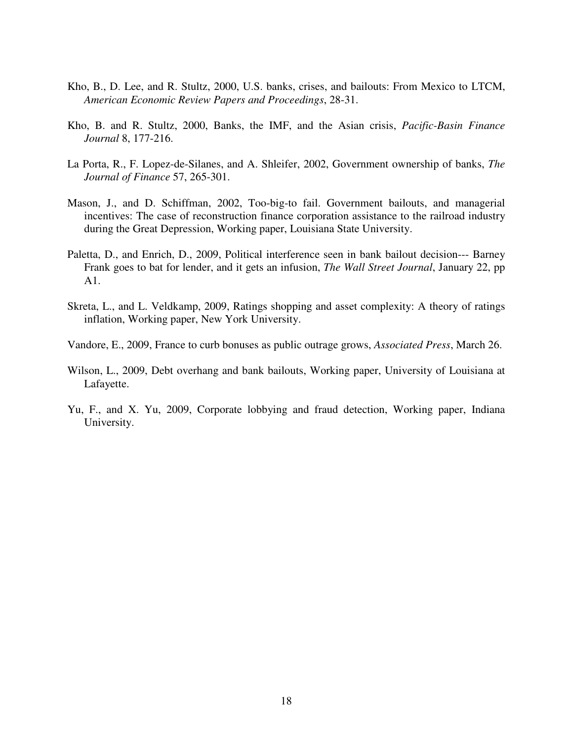Kho, B., D. Lee, and R. Stultz, 2000, U.S. banks, crises, and bailouts: From Mexico to LTCM, *American Economic Review Papers and Proceedings*, 28-31.

Kho, B. and R. Stultz, 2000, Banks, the IMF, and the Asian crisis, *Pacific-Basin Finance Journal* 8, 177-216.

La Porta, R., F. Lopez-de-Silanes, and A. Shleifer, 2002, Government ownership of banks, *The Journal of Finance* 57, 265-301.

Mason, J., and D. Schiffman, 2002, Too-big-to fail. Government bailouts, and managerial incentives: The case of reconstruction finance corporation assistance to the railroad industry during the Great Depression, Working paper, Louisiana State University.

Paletta, D., and Enrich, D., 2009, Political interference seen in bank bailout decision--- Barney Frank goes to bat for lender, and it gets an infusion, *The Wall Street Journal*, January 22, pp A1.

Skreta, L., and L. Veldkamp, 2009, Ratings shopping and asset complexity: A theory of ratings inflation, Working paper, New York University.

Vandore, E., 2009, France to curb bonuses as public outrage grows, *Associated Press*, March 26.

Wilson, L., 2009, Debt overhang and bank bailouts, Working paper, University of Louisiana at Lafayette.

Yu, F., and X. Yu, 2009, Corporate lobbying and fraud detection, Working paper, Indiana University.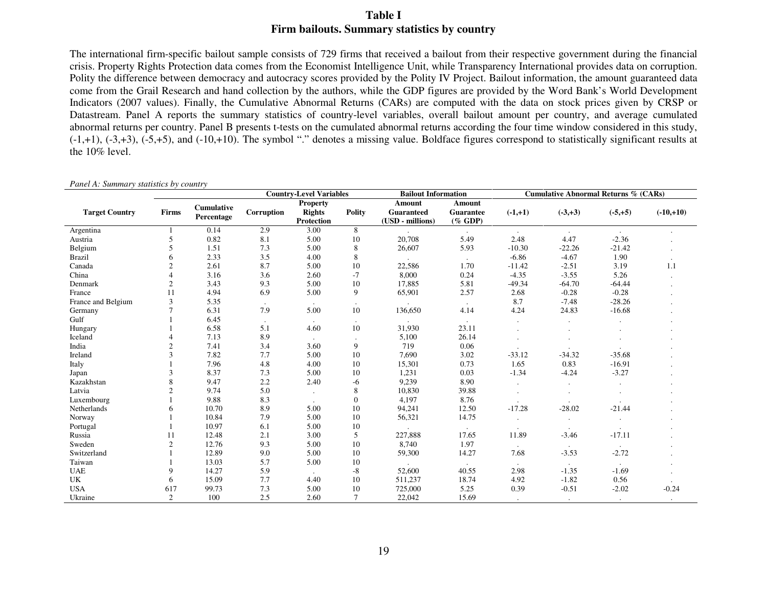# Table I
## Firm bailouts. Summary statistics by country

The international firm-specific bailout sample consists of 729 firms that received a bailout from their respective government during the financial crisis. Property Rights Protection data comes from the Economist Intelligence Unit, while Transparency International provides data on corruption. Polity the difference between democracy and autocracy scores provided by the Polity IV Project. Bailout information, the amount guaranteed data come from the Grail Research and hand collection by the authors, while the GDP figures are provided by the Word Bank's World Development Indicators (2007 values). Finally, the Cumulative Abnormal Returns (CARs) are computed with the data on stock prices given by CRSP or Datastream. Panel A reports the summary statistics of country-level variables, overall bailout amount per country, and average cumulated abnormal returns per country. Panel B presents t-tests on the cumulated abnormal returns according the four time window considered in this study, (-1,+1), (-3,+3), (-5,+5), and (-10,+10). The symbol "." denotes a missing value. Boldface figures correspond to statistically significant results at the 10% level.

*Panel A: Summary statistics by country*

| | | | Country-Level Variables | | | Bailout Information | | Cumulative Abnormal Returns % (CARs) | | | |
|---|---|---|---|---|---|---|---|---|---|---|---|
| **Target Country** | **Firms** | **Cumulative Percentage** | **Corruption** | **Property Rights Protection** | **Polity** | **Amount Guaranteed (USD - millions)** | **Amount Guarantee (% GDP)** | **(-1,+1)** | **(-3,+3)** | **(-5,+5)** | **(-10,+10)** |
| Argentina | 1 | 0.14 | 2.9 | 3.00 | 8 | . | . | . | . | . | . |
| Austria | 5 | 0.82 | 8.1 | 5.00 | 10 | 20,708 | 5.49 | 2.48 | 4.47 | -2.36 | . |
| Belgium | 5 | 1.51 | 7.3 | 5.00 | 8 | 26,607 | 5.93 | -10.30 | -22.26 | -21.42 | . |
| Brazil | 6 | 2.33 | 3.5 | 4.00 | 8 | . | . | -6.86 | -4.67 | 1.90 | . |
| Canada | 2 | 2.61 | 8.7 | 5.00 | 10 | 22,586 | 1.70 | -11.42 | -2.51 | 3.19 | 1.1 |
| China | 4 | 3.16 | 3.6 | 2.60 | -7 | 8,000 | 0.24 | -4.35 | -3.55 | 5.26 | . |
| Denmark | 2 | 3.43 | 9.3 | 5.00 | 10 | 17,885 | 5.81 | -49.34 | -64.70 | -64.44 | . |
| France | 11 | 4.94 | 6.9 | 5.00 | 9 | 65,901 | 2.57 | 2.68 | -0.28 | -0.28 | . |
| France and Belgium | 3 | 5.35 | . | . | . | . | . | 8.7 | -7.48 | -28.26 | . |
| Germany | 7 | 6.31 | 7.9 | 5.00 | 10 | 136,650 | 4.14 | 4.24 | 24.83 | -16.68 | . |
| Gulf | 1 | 6.45 | . | . | . | . | . | . | . | . | . |
| Hungary | 1 | 6.58 | 5.1 | 4.60 | 10 | 31,930 | 23.11 | . | . | . | . |
| Iceland | 4 | 7.13 | 8.9 | . | . | 5,100 | 26.14 | . | . | . | . |
| India | 2 | 7.41 | 3.4 | 3.60 | 9 | 719 | 0.06 | . | . | . | . |
| Ireland | 3 | 7.82 | 7.7 | 5.00 | 10 | 7,690 | 3.02 | -33.12 | -34.32 | -35.68 | . |
| Italy | 1 | 7.96 | 4.8 | 4.00 | 10 | 15,301 | 0.73 | 1.65 | 0.83 | -16.91 | . |
| Japan | 3 | 8.37 | 7.3 | 5.00 | 10 | 1,231 | 0.03 | -1.34 | -4.24 | -3.27 | . |
| Kazakhstan | 8 | 9.47 | 2.2 | 2.40 | -6 | 9,239 | 8.90 | . | . | . | . |
| Latvia | 2 | 9.74 | 5.0 | . | 8 | 10,830 | 39.88 | . | . | . | . |
| Luxembourg | 1 | 9.88 | 8.3 | . | 0 | 4,197 | 8.76 | . | . | . | . |
| Netherlands | 6 | 10.70 | 8.9 | 5.00 | 10 | 94,241 | 12.50 | -17.28 | -28.02 | -21.44 | . |
| Norway | 1 | 10.84 | 7.9 | 5.00 | 10 | 56,321 | 14.75 | . | . | . | . |
| Portugal | 1 | 10.97 | 6.1 | 5.00 | 10 | . | . | . | . | . | . |
| Russia | 11 | 12.48 | 2.1 | 3.00 | 5 | 227,888 | 17.65 | 11.89 | -3.46 | -17.11 | . |
| Sweden | 2 | 12.76 | 9.3 | 5.00 | 10 | 8,740 | 1.97 | . | . | . | . |
| Switzerland | 1 | 12.89 | 9.0 | 5.00 | 10 | 59,300 | 14.27 | 7.68 | -3.53 | -2.72 | . |
| Taiwan | 1 | 13.03 | 5.7 | 5.00 | 10 | . | . | . | . | . | . |
| UAE | 9 | 14.27 | 5.9 | . | -8 | 52,600 | 40.55 | 2.98 | -1.35 | -1.69 | . |
| UK | 6 | 15.09 | 7.7 | 4.40 | 10 | 511,237 | 18.74 | 4.92 | -1.82 | 0.56 | . |
| USA | 617 | 99.73 | 7.3 | 5.00 | 10 | 725,000 | 5.25 | 0.39 | -0.51 | -2.02 | -0.24 |
| Ukraine | 2 | 100 | 2.5 | 2.60 | 7 | 22,042 | 15.69 | . | . | . | . |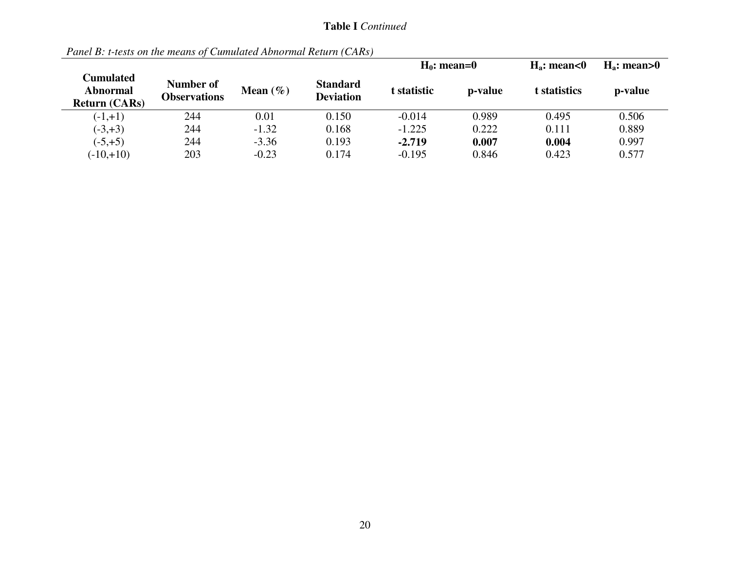**Table I** *Continued*

*Panel B: t-tests on the means of Cumulated Abnormal Return (CARs)*

| | | | | $H_0$: mean=0 | | $H_a$: mean<0 | $H_a$: mean>0 |
|---|---|---|---|---|---|---|---|
| **Cumulated Abnormal Return (CARs)** | **Number of Observations** | **Mean (%)** | **Standard Deviation** | **t statistic** | **p-value** | **t statistics** | **p-value** |
| (-1,+1) | 244 | 0.01 | 0.150 | -0.014 | 0.989 | 0.495 | 0.506 |
| (-3,+3) | 244 | -1.32 | 0.168 | -1.225 | 0.222 | 0.111 | 0.889 |
| (-5,+5) | 244 | -3.36 | 0.193 | **-2.719** | **0.007** | **0.004** | 0.997 |
| (-10,+10) | 203 | -0.23 | 0.174 | -0.195 | 0.846 | 0.423 | 0.577 |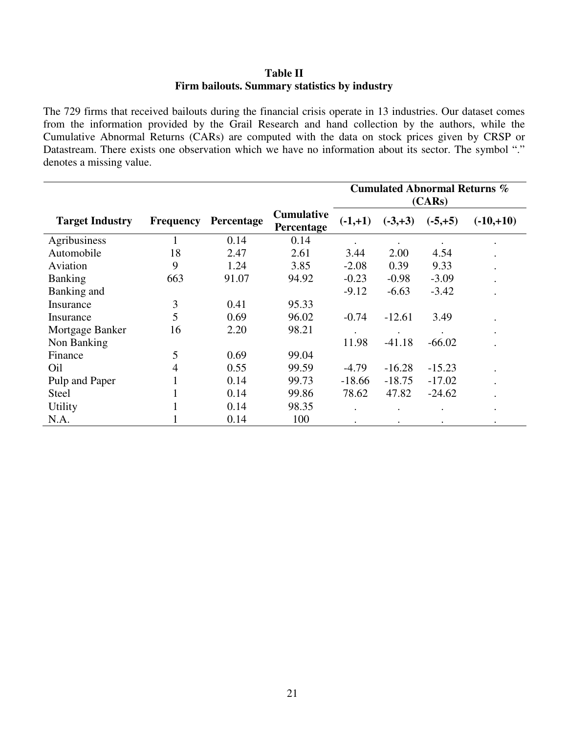**Table II**
**Firm bailouts. Summary statistics by industry**

The 729 firms that received bailouts during the financial crisis operate in 13 industries. Our dataset comes from the information provided by the Grail Research and hand collection by the authors, while the Cumulative Abnormal Returns (CARs) are computed with the data on stock prices given by CRSP or Datastream. There exists one observation which we have no information about its sector. The symbol "." denotes a missing value.

| | | | | Cumulated Abnormal Returns % (CARs) | | | |
|---|---|---|---|---|---|---|---|
| **Target Industry** | **Frequency** | **Percentage** | **Cumulative Percentage** | **(-1,+1)** | **(-3,+3)** | **(-5,+5)** | **(-10,+10)** |
| Agribusiness | 1 | 0.14 | 0.14 | . | . | . | . |
| Automobile | 18 | 2.47 | 2.61 | 3.44 | 2.00 | 4.54 | . |
| Aviation | 9 | 1.24 | 3.85 | -2.08 | 0.39 | 9.33 | . |
| Banking | 663 | 91.07 | 94.92 | -0.23 | -0.98 | -3.09 | . |
| Banking and Insurance | 3 | 0.41 | 95.33 | -9.12 | -6.63 | -3.42 | . |
| Insurance | 5 | 0.69 | 96.02 | -0.74 | -12.61 | 3.49 | . |
| Mortgage Banker | 16 | 2.20 | 98.21 | . | . | . | . |
| Non Banking Finance | 5 | 0.69 | 99.04 | 11.98 | -41.18 | -66.02 | . |
| Oil | 4 | 0.55 | 99.59 | -4.79 | -16.28 | -15.23 | . |
| Pulp and Paper | 1 | 0.14 | 99.73 | -18.66 | -18.75 | -17.02 | . |
| Steel | 1 | 0.14 | 99.86 | 78.62 | 47.82 | -24.62 | . |
| Utility | 1 | 0.14 | 98.35 | . | . | . | . |
| N.A. | 1 | 0.14 | 100 | . | . | . | . |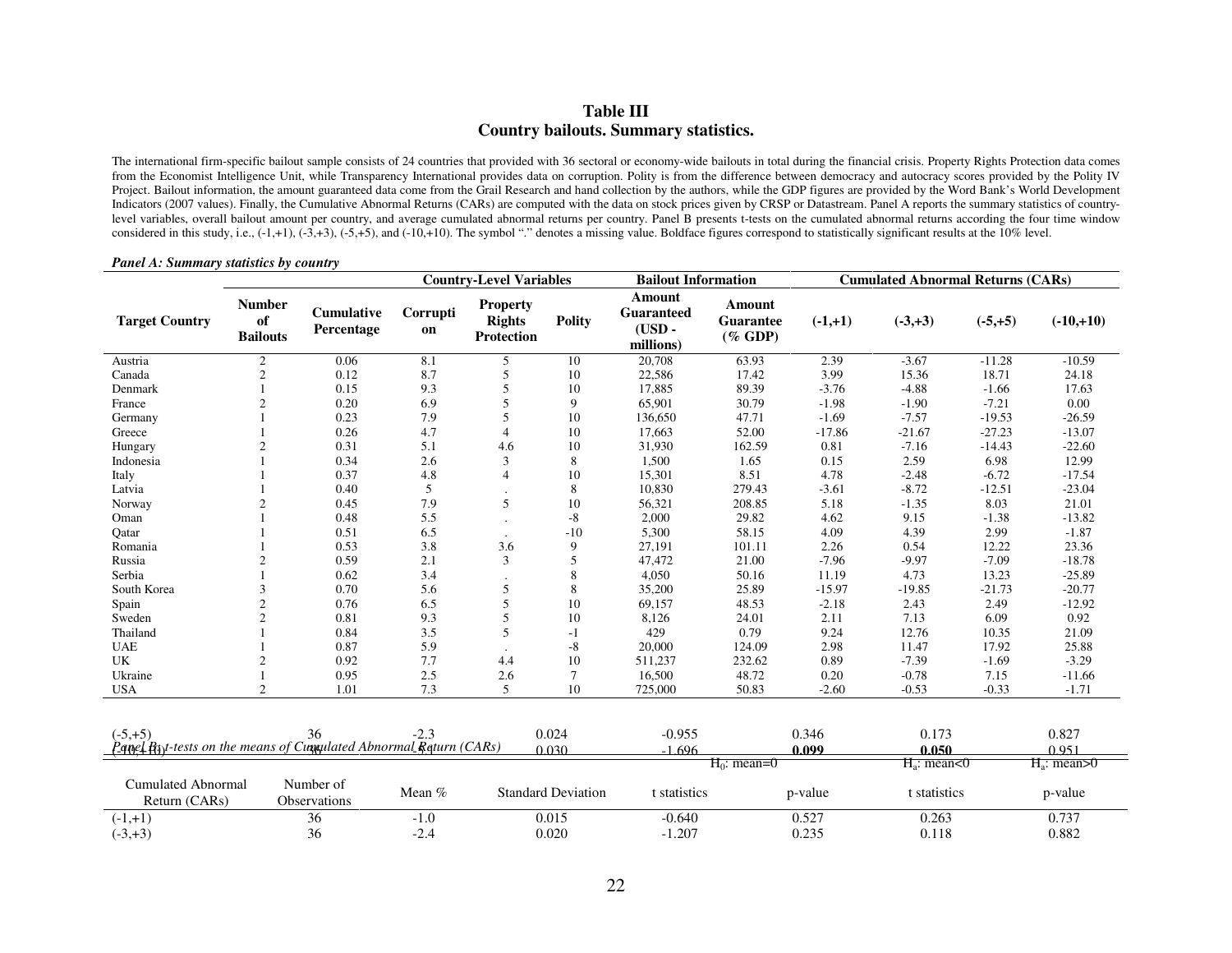# Table III
## Country bailouts. Summary statistics.

The international firm-specific bailout sample consists of 24 countries that provided with 36 sectoral or economy-wide bailouts in total during the financial crisis. Property Rights Protection data comes from the Economist Intelligence Unit, while Transparency International provides data on corruption. Polity is from the difference between democracy and autocracy scores provided by the Polity IV Project. Bailout information, the amount guaranteed data come from the Grail Research and hand collection by the authors, while the GDP figures are provided by the Word Bank's World Development Indicators (2007 values). Finally, the Cumulative Abnormal Returns (CARs) are computed with the data on stock prices given by CRSP or Datastream. Panel A reports the summary statistics of country-level variables, overall bailout amount per country, and average cumulated abnormal returns per country. Panel B presents t-tests on the cumulated abnormal returns according the four time window considered in this study, i.e., (-1,+1), (-3,+3), (-5,+5), and (-10,+10). The symbol "." denotes a missing value. Boldface figures correspond to statistically significant results at the 10% level.

***Panel A: Summary statistics by country***

| | | Country-Level Variables | | | | Bailout Information | | Cumulated Abnormal Returns (CARs) | | | |
|---|---|---|---|---|---|---|---|---|---|---|---|
| **Target Country** | **Number of Bailouts** | **Cumulative Percentage** | **Corruption** | **Property Rights Protection** | **Polity** | **Amount Guaranteed (USD - millions)** | **Amount Guarantee (% GDP)** | **(-1,+1)** | **(-3,+3)** | **(-5,+5)** | **(-10,+10)** |
| Austria | 2 | 0.06 | 8.1 | 5 | 10 | 20,708 | 63.93 | 2.39 | -3.67 | -11.28 | -10.59 |
| Canada | 2 | 0.12 | 8.7 | 5 | 10 | 22,586 | 17.42 | 3.99 | 15.36 | 18.71 | 24.18 |
| Denmark | 1 | 0.15 | 9.3 | 5 | 10 | 17,885 | 89.39 | -3.76 | -4.88 | -1.66 | 17.63 |
| France | 2 | 0.20 | 6.9 | 5 | 9 | 65,901 | 30.79 | -1.98 | -1.90 | -7.21 | 0.00 |
| Germany | 1 | 0.23 | 7.9 | 5 | 10 | 136,650 | 47.71 | -1.69 | -7.57 | -19.53 | -26.59 |
| Greece | 1 | 0.26 | 4.7 | 4 | 10 | 17,663 | 52.00 | -17.86 | -21.67 | -27.23 | -13.07 |
| Hungary | 2 | 0.31 | 5.1 | 4.6 | 10 | 31,930 | 162.59 | 0.81 | -7.16 | -14.43 | -22.60 |
| Indonesia | 1 | 0.34 | 2.6 | 3 | 8 | 1,500 | 1.65 | 0.15 | 2.59 | 6.98 | 12.99 |
| Italy | 1 | 0.37 | 4.8 | 4 | 10 | 15,301 | 8.51 | 4.78 | -2.48 | -6.72 | -17.54 |
| Latvia | 1 | 0.40 | 5 | . | 8 | 10,830 | 279.43 | -3.61 | -8.72 | -12.51 | -23.04 |
| Norway | 2 | 0.45 | 7.9 | 5 | 10 | 56,321 | 208.85 | 5.18 | -1.35 | 8.03 | 21.01 |
| Oman | 1 | 0.48 | 5.5 | . | -8 | 2,000 | 29.82 | 4.62 | 9.15 | -1.38 | -13.82 |
| Qatar | 1 | 0.51 | 6.5 | . | -10 | 5,300 | 58.15 | 4.09 | 4.39 | 2.99 | -1.87 |
| Romania | 1 | 0.53 | 3.8 | 3.6 | 9 | 27,191 | 101.11 | 2.26 | 0.54 | 12.22 | 23.36 |
| Russia | 2 | 0.59 | 2.1 | 3 | 5 | 47,472 | 21.00 | -7.96 | -9.97 | -7.09 | -18.78 |
| Serbia | 1 | 0.62 | 3.4 | . | 8 | 4,050 | 50.16 | 11.19 | 4.73 | 13.23 | -25.89 |
| South Korea | 3 | 0.70 | 5.6 | 5 | 8 | 35,200 | 25.89 | -15.97 | -19.85 | -21.73 | -20.77 |
| Spain | 2 | 0.76 | 6.5 | 5 | 10 | 69,157 | 48.53 | -2.18 | 2.43 | 2.49 | -12.92 |
| Sweden | 2 | 0.81 | 9.3 | 5 | 10 | 8,126 | 24.01 | 2.11 | 7.13 | 6.09 | 0.92 |
| Thailand | 1 | 0.84 | 3.5 | 5 | -1 | 429 | 0.79 | 9.24 | 12.76 | 10.35 | 21.09 |
| UAE | 1 | 0.87 | 5.9 | . | -8 | 20,000 | 124.09 | 2.98 | 11.47 | 17.92 | 25.88 |
| UK | 2 | 0.92 | 7.7 | 4.4 | 10 | 511,237 | 232.62 | 0.89 | -7.39 | -1.69 | -3.29 |
| Ukraine | 1 | 0.95 | 2.5 | 2.6 | 7 | 16,500 | 48.72 | 0.20 | -0.78 | 7.15 | -11.66 |
| USA | 2 | 1.01 | 7.3 | 5 | 10 | 725,000 | 50.83 | -2.60 | -0.53 | -0.33 | -1.71 |

***Panel B: t-tests on the means of Cumulated Abnormal Return (CARs)***

| | | | | $H_0$: mean=0 | | $H_a$: mean<0 | $H_a$: mean>0 |
|---|---|---|---|---|---|---|---|
| Cumulated Abnormal Return (CARs) | Number of Observations | Mean % | Standard Deviation | t statistics | p-value | t statistics | p-value |
| (-1,+1) | 36 | -1.0 | 0.015 | -0.640 | 0.527 | 0.263 | 0.737 |
| (-3,+3) | 36 | -2.4 | 0.020 | -1.207 | 0.235 | 0.118 | 0.882 |
| (-5,+5) | 36 | -2.3 | 0.024 | -0.955 | 0.346 | 0.173 | 0.827 |
| (-10,+10) | 36 | -5.1 | 0.030 | -1.696 | **0.099** | **0.050** | 0.951 |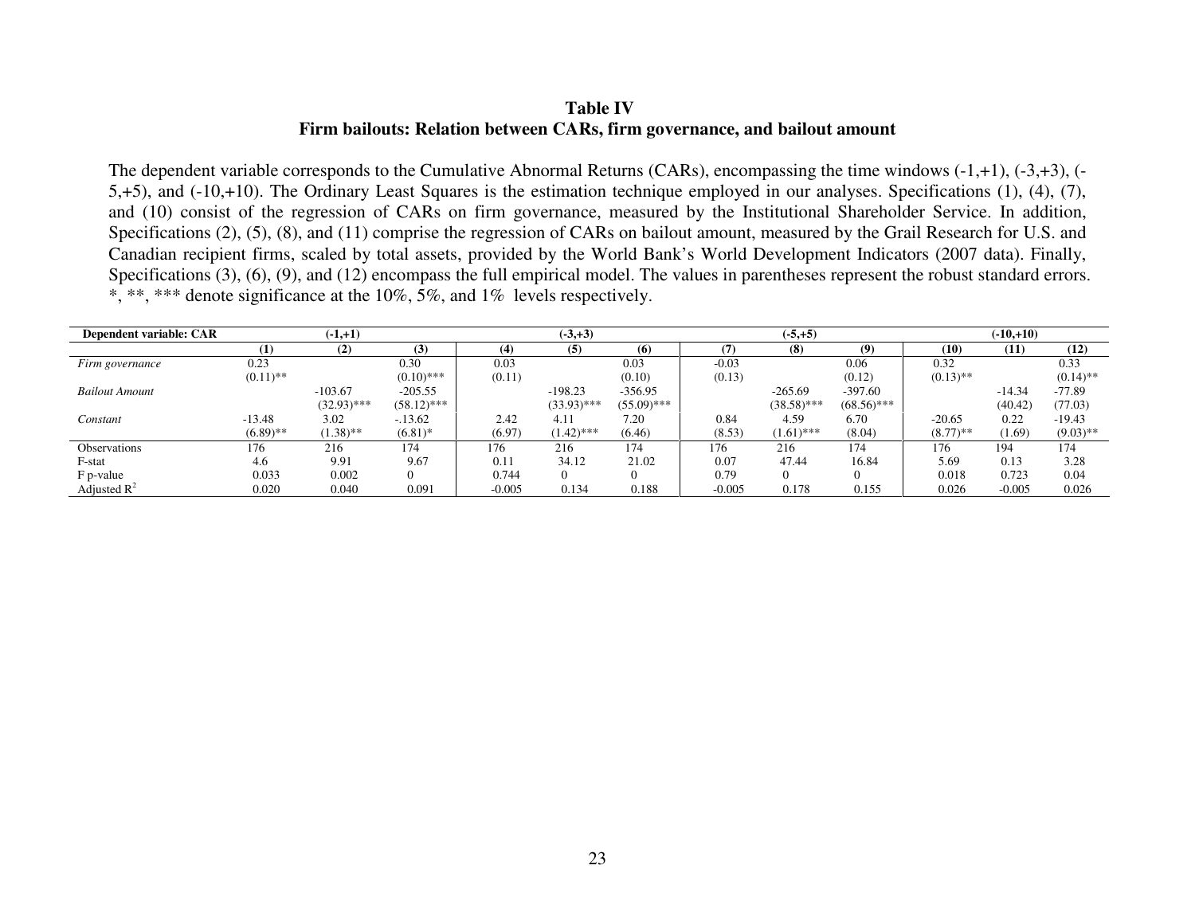**Table IV**
**Firm bailouts: Relation between CARs, firm governance, and bailout amount**

The dependent variable corresponds to the Cumulative Abnormal Returns (CARs), encompassing the time windows (-1,+1), (-3,+3), (-5,+5), and (-10,+10). The Ordinary Least Squares is the estimation technique employed in our analyses. Specifications (1), (4), (7), and (10) consist of the regression of CARs on firm governance, measured by the Institutional Shareholder Service. In addition, Specifications (2), (5), (8), and (11) comprise the regression of CARs on bailout amount, measured by the Grail Research for U.S. and Canadian recipient firms, scaled by total assets, provided by the World Bank's World Development Indicators (2007 data). Finally, Specifications (3), (6), (9), and (12) encompass the full empirical model. The values in parentheses represent the robust standard errors. *, **, *** denote significance at the 10%, 5%, and 1% levels respectively.

| **Dependent variable: CAR** | | **(-1,+1)** | | | **(-3,+3)** | | | **(-5,+5)** | | | **(-10,+10)** | |
|---|---|---|---|---|---|---|---|---|---|---|---|---|
| | **(1)** | **(2)** | **(3)** | **(4)** | **(5)** | **(6)** | **(7)** | **(8)** | **(9)** | **(10)** | **(11)** | **(12)** |
| *Firm governance* | 0.23 | | 0.30 | 0.03 | | 0.03 | -0.03 | | 0.06 | 0.32 | | 0.33 |
| | (0.11)** | | (0.10)*** | (0.11) | | (0.10) | (0.13) | | (0.12) | (0.13)** | | (0.14)** |
| *Bailout Amount* | | -103.67 | -205.55 | | -198.23 | -356.95 | | -265.69 | -397.60 | | -14.34 | -77.89 |
| | | (32.93)*** | (58.12)*** | | (33.93)*** | (55.09)*** | | (38.58)*** | (68.56)*** | | (40.42) | (77.03) |
| *Constant* | -13.48 | 3.02 | -.13.62 | 2.42 | 4.11 | 7.20 | 0.84 | 4.59 | 6.70 | -20.65 | 0.22 | -19.43 |
| | (6.89)** | (1.38)** | (6.81)* | (6.97) | (1.42)*** | (6.46) | (8.53) | (1.61)*** | (8.04) | (8.77)** | (1.69) | (9.03)** |
| Observations | 176 | 216 | 174 | 176 | 216 | 174 | 176 | 216 | 174 | 176 | 194 | 174 |
| F-stat | 4.6 | 9.91 | 9.67 | 0.11 | 34.12 | 21.02 | 0.07 | 47.44 | 16.84 | 5.69 | 0.13 | 3.28 |
| F p-value | 0.033 | 0.002 | 0 | 0.744 | 0 | 0 | 0.79 | 0 | 0 | 0.018 | 0.723 | 0.04 |
| Adjusted $R^2$ | 0.020 | 0.040 | 0.091 | -0.005 | 0.134 | 0.188 | -0.005 | 0.178 | 0.155 | 0.026 | -0.005 | 0.026 |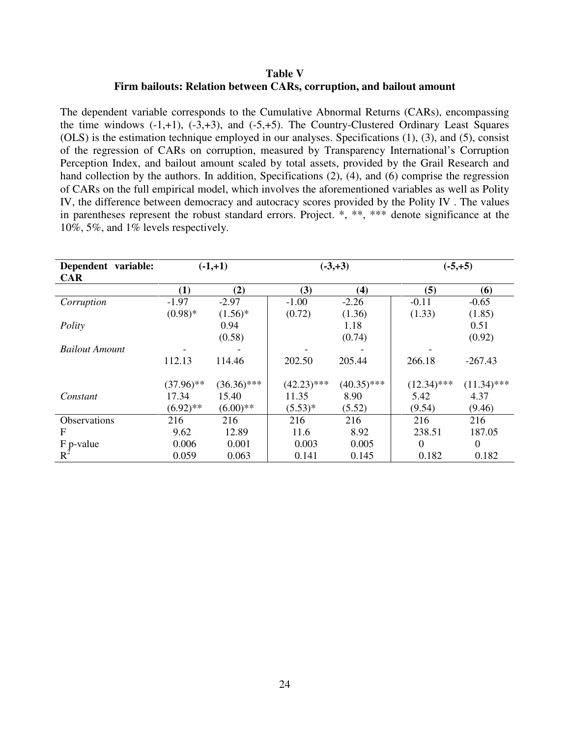**Table V**
**Firm bailouts: Relation between CARs, corruption, and bailout amount**

The dependent variable corresponds to the Cumulative Abnormal Returns (CARs), encompassing the time windows (-1,+1), (-3,+3), and (-5,+5). The Country-Clustered Ordinary Least Squares (OLS) is the estimation technique employed in our analyses. Specifications (1), (3), and (5), consist of the regression of CARs on corruption, measured by Transparency International's Corruption Perception Index, and bailout amount scaled by total assets, provided by the Grail Research and hand collection by the authors. In addition, Specifications (2), (4), and (6) comprise the regression of CARs on the full empirical model, which involves the aforementioned variables as well as Polity IV, the difference between democracy and autocracy scores provided by the Polity IV . The values in parentheses represent the robust standard errors. Project. *, **, *** denote significance at the 10%, 5%, and 1% levels respectively.

| **Dependent variable: CAR** | **(-1,+1)** | | **(-3,+3)** | | **(-5,+5)** | |
|---|---|---|---|---|---|---|
| | **(1)** | **(2)** | **(3)** | **(4)** | **(5)** | **(6)** |
| *Corruption* | -1.97 | -2.97 | -1.00 | -2.26 | -0.11 | -0.65 |
| | (0.98)* | (1.56)* | (0.72) | (1.36) | (1.33) | (1.85) |
| *Polity* | | 0.94 | | 1.18 | | 0.51 |
| | | (0.58) | | (0.74) | | (0.92) |
| *Bailout Amount* | - 112.13 | - 114.46 | - 202.50 | - 205.44 | - 266.18 | -267.43 |
| | (37.96)** | (36.36)*** | (42.23)*** | (40.35)*** | (12.34)*** | (11.34)*** |
| *Constant* | 17.34 | 15.40 | 11.35 | 8.90 | 5.42 | 4.37 |
| | (6.92)** | (6.00)** | (5.53)* | (5.52) | (9.54) | (9.46) |
| Observations | 216 | 216 | 216 | 216 | 216 | 216 |
| F | 9.62 | 12.89 | 11.6 | 8.92 | 238.51 | 187.05 |
| F p-value | 0.006 | 0.001 | 0.003 | 0.005 | 0 | 0 |
| $R^2$ | 0.059 | 0.063 | 0.141 | 0.145 | 0.182 | 0.182 |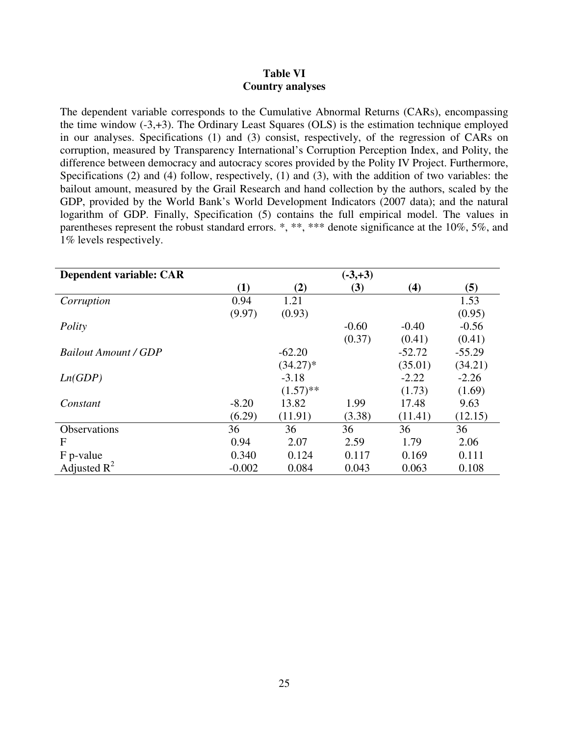**Table VI**
**Country analyses**

The dependent variable corresponds to the Cumulative Abnormal Returns (CARs), encompassing the time window (-3,+3). The Ordinary Least Squares (OLS) is the estimation technique employed in our analyses. Specifications (1) and (3) consist, respectively, of the regression of CARs on corruption, measured by Transparency International's Corruption Perception Index, and Polity, the difference between democracy and autocracy scores provided by the Polity IV Project. Furthermore, Specifications (2) and (4) follow, respectively, (1) and (3), with the addition of two variables: the bailout amount, measured by the Grail Research and hand collection by the authors, scaled by the GDP, provided by the World Bank's World Development Indicators (2007 data); and the natural logarithm of GDP. Finally, Specification (5) contains the full empirical model. The values in parentheses represent the robust standard errors. *, **, *** denote significance at the 10%, 5%, and 1% levels respectively.

| **Dependent variable: CAR** | | | **(-3,+3)** | | |
|---|---|---|---|---|---|
| | **(1)** | **(2)** | **(3)** | **(4)** | **(5)** |
| *Corruption* | 0.94 | 1.21 | | | 1.53 |
| | (9.97) | (0.93) | | | (0.95) |
| *Polity* | | | -0.60 | -0.40 | -0.56 |
| | | | (0.37) | (0.41) | (0.41) |
| *Bailout Amount / GDP* | | -62.20 | | -52.72 | -55.29 |
| | | (34.27)* | | (35.01) | (34.21) |
| *Ln(GDP)* | | -3.18 | | -2.22 | -2.26 |
| | | (1.57)** | | (1.73) | (1.69) |
| *Constant* | -8.20 | 13.82 | 1.99 | 17.48 | 9.63 |
| | (6.29) | (11.91) | (3.38) | (11.41) | (12.15) |
| Observations | 36 | 36 | 36 | 36 | 36 |
| F | 0.94 | 2.07 | 2.59 | 1.79 | 2.06 |
| F p-value | 0.340 | 0.124 | 0.117 | 0.169 | 0.111 |
| Adjusted $R^2$ | -0.002 | 0.084 | 0.043 | 0.063 | 0.108 |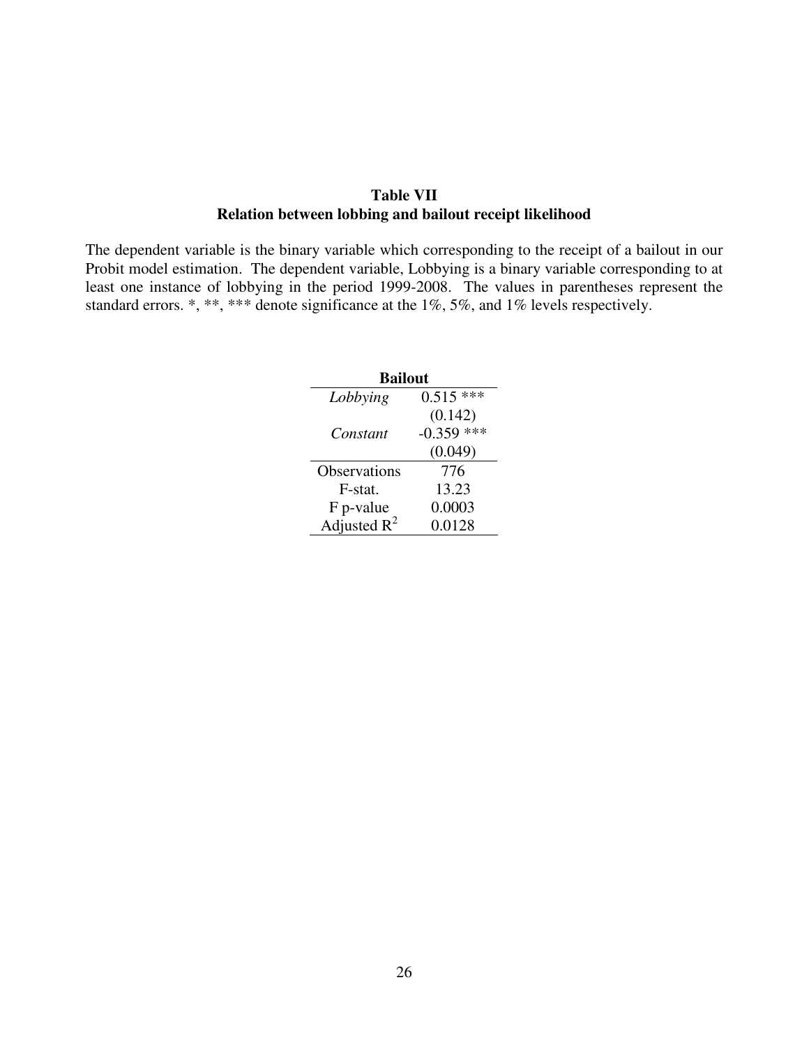**Table VII**
**Relation between lobbing and bailout receipt likelihood**

The dependent variable is the binary variable which corresponding to the receipt of a bailout in our Probit model estimation. The dependent variable, Lobbying is a binary variable corresponding to at least one instance of lobbying in the period 1999-2008. The values in parentheses represent the standard errors. *, **, *** denote significance at the 1%, 5%, and 1% levels respectively.

| | **Bailout** |
|---|---|
| *Lobbying* | 0.515 *** |
| | (0.142) |
| *Constant* | -0.359 *** |
| | (0.049) |
| Observations | 776 |
| F-stat. | 13.23 |
| F p-value | 0.0003 |
| Adjusted $R^2$ | 0.0128 |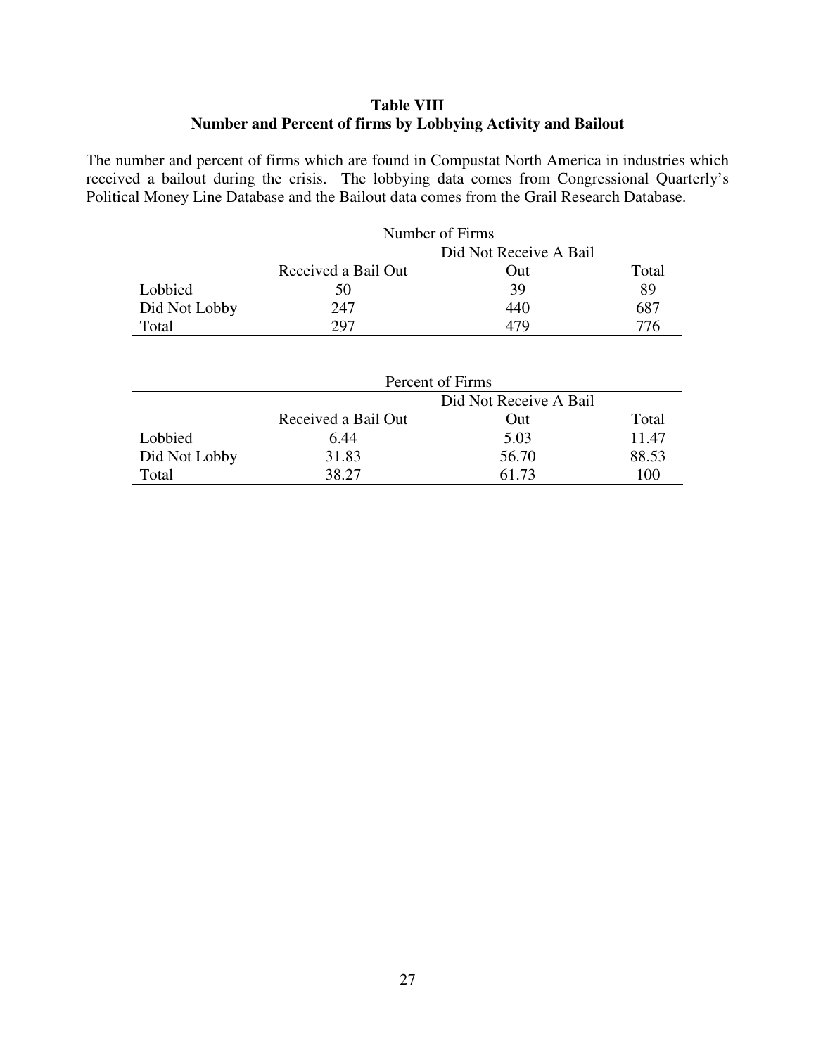**Table VIII**
**Number and Percent of firms by Lobbying Activity and Bailout**

The number and percent of firms which are found in Compustat North America in industries which received a bailout during the crisis. The lobbying data comes from Congressional Quarterly's Political Money Line Database and the Bailout data comes from the Grail Research Database.

| | Number of Firms | | |
|---|---|---|---|
| | Received a Bail Out | Did Not Receive A Bail Out | Total |
| Lobbied | 50 | 39 | 89 |
| Did Not Lobby | 247 | 440 | 687 |
| Total | 297 | 479 | 776 |

| | Percent of Firms | | |
|---|---|---|---|
| | Received a Bail Out | Did Not Receive A Bail Out | Total |
| Lobbied | 6.44 | 5.03 | 11.47 |
| Did Not Lobby | 31.83 | 56.70 | 88.53 |
| Total | 38.27 | 61.73 | 100 |